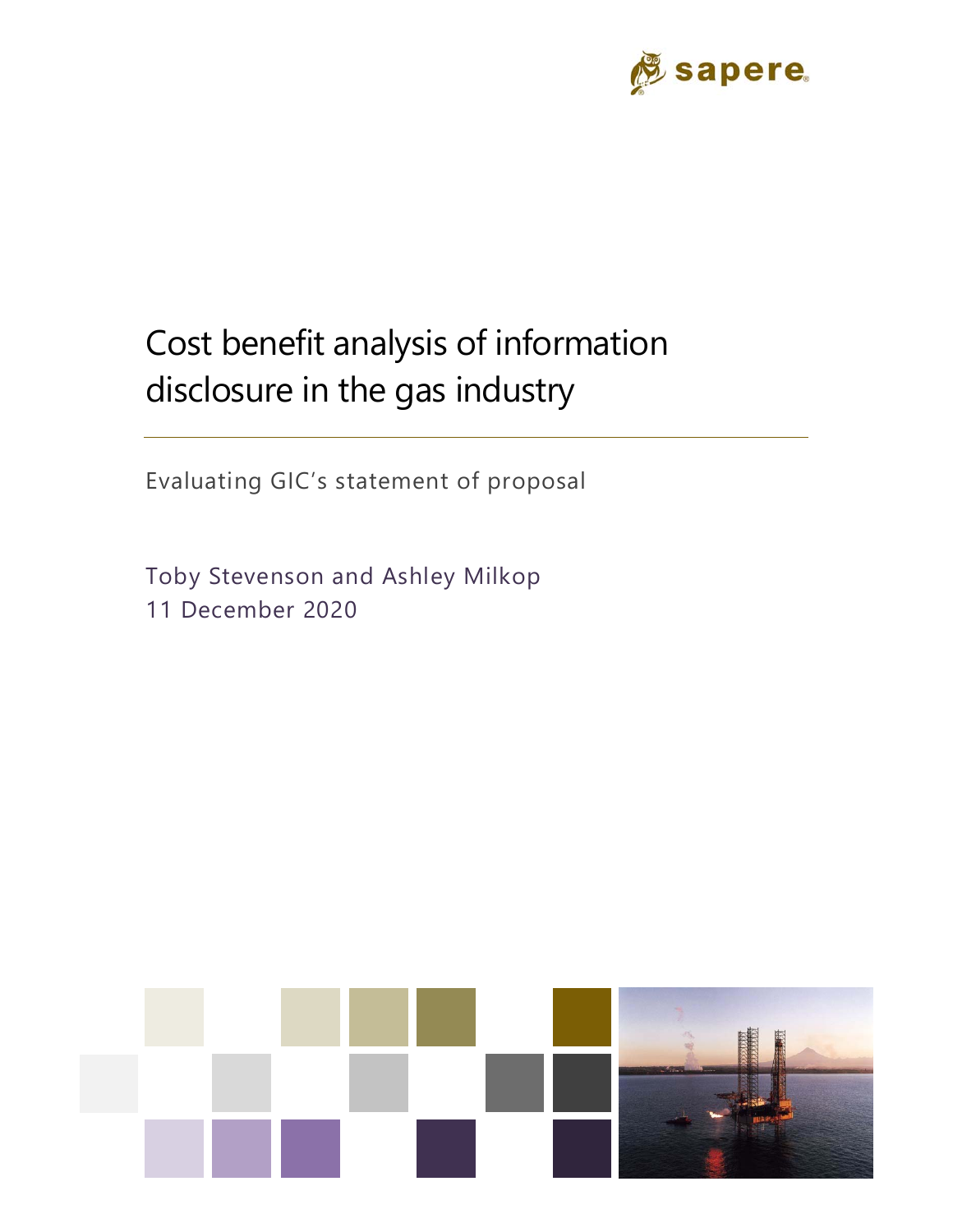sapere

# Cost benefit analysis of information disclosure in the gas industry

Evaluating GIC's statement of proposal

Toby Stevenson and Ashley Milkop

11 December 2020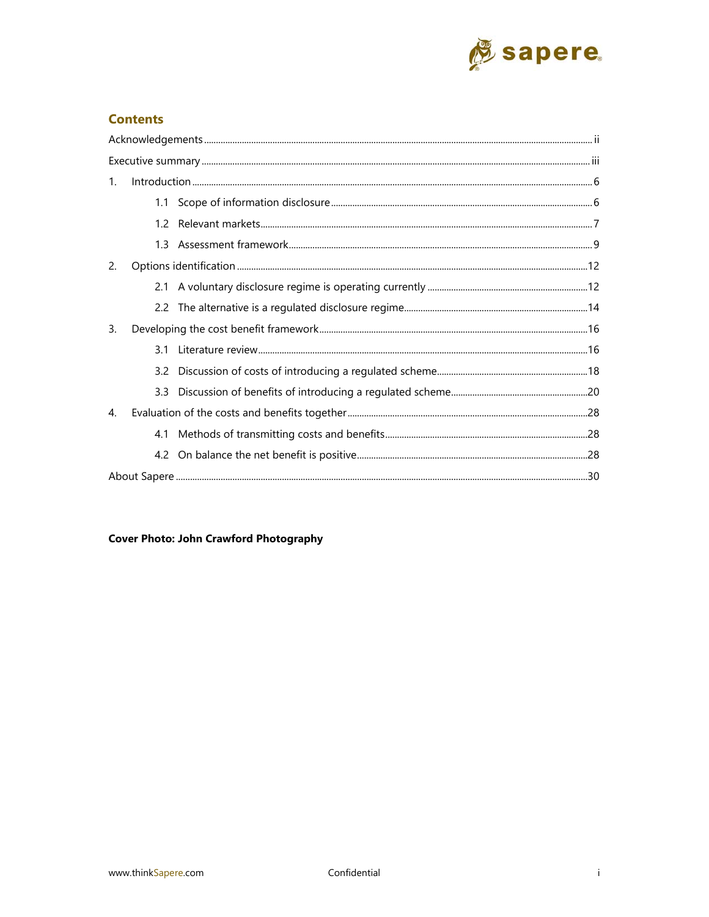## Contents

- Acknowledgements ii
- Executive summary iii
- 1. Introduction 6
  - 1.1 Scope of information disclosure 6
  - 1.2 Relevant markets 7
  - 1.3 Assessment framework 9
- 2. Options identification 12
  - 2.1 A voluntary disclosure regime is operating currently 12
  - 2.2 The alternative is a regulated disclosure regime 14
- 3. Developing the cost benefit framework 16
  - 3.1 Literature review 16
  - 3.2 Discussion of costs of introducing a regulated scheme 18
  - 3.3 Discussion of benefits of introducing a regulated scheme 20
- 4. Evaluation of the costs and benefits together 28
  - 4.1 Methods of transmitting costs and benefits 28
  - 4.2 On balance the net benefit is positive 28
- About Sapere 30

**Cover Photo: John Crawford Photography**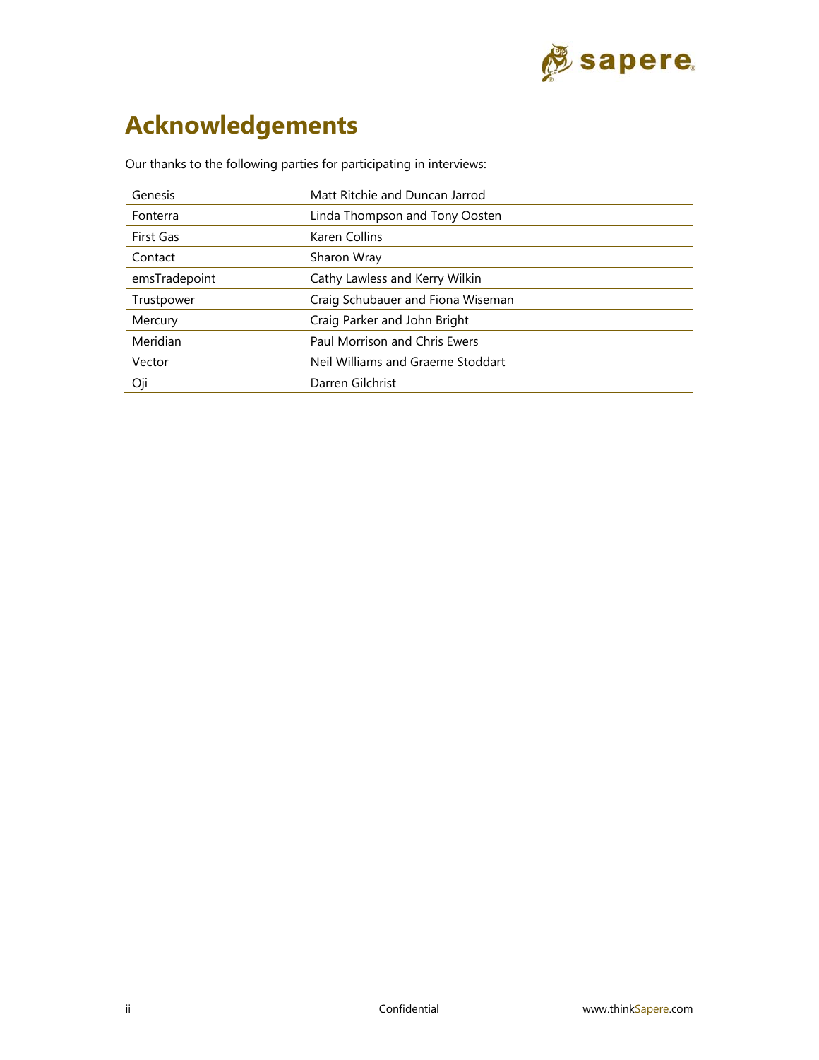# Acknowledgements

Our thanks to the following parties for participating in interviews:

| | |
|---|---|
| Genesis | Matt Ritchie and Duncan Jarrod |
| Fonterra | Linda Thompson and Tony Oosten |
| First Gas | Karen Collins |
| Contact | Sharon Wray |
| emsTradepoint | Cathy Lawless and Kerry Wilkin |
| Trustpower | Craig Schubauer and Fiona Wiseman |
| Mercury | Craig Parker and John Bright |
| Meridian | Paul Morrison and Chris Ewers |
| Vector | Neil Williams and Graeme Stoddart |
| Oji | Darren Gilchrist |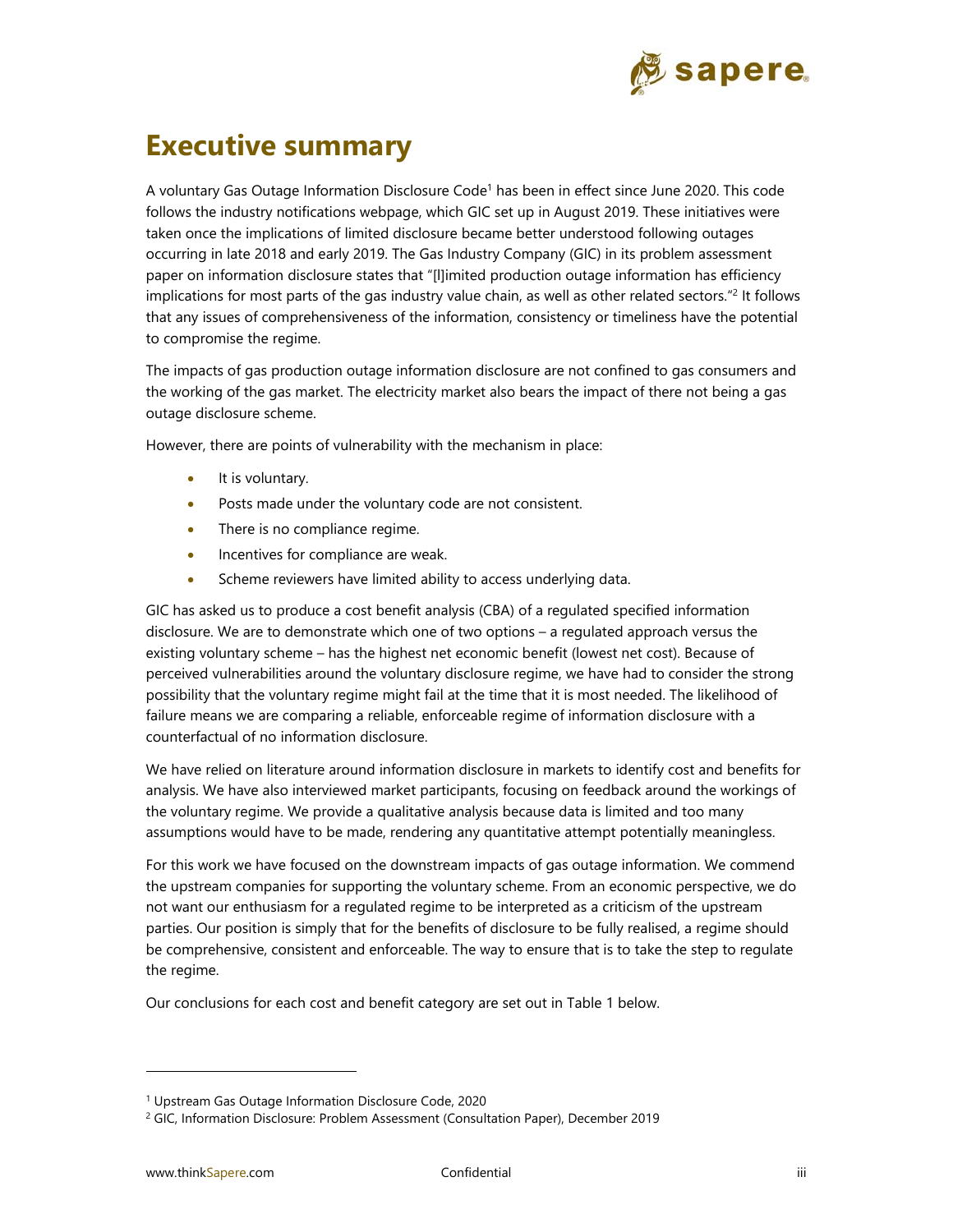# Executive summary

A voluntary Gas Outage Information Disclosure Code[1] has been in effect since June 2020. This code follows the industry notifications webpage, which GIC set up in August 2019. These initiatives were taken once the implications of limited disclosure became better understood following outages occurring in late 2018 and early 2019. The Gas Industry Company (GIC) in its problem assessment paper on information disclosure states that "[l]imited production outage information has efficiency implications for most parts of the gas industry value chain, as well as other related sectors."[2] It follows that any issues of comprehensiveness of the information, consistency or timeliness have the potential to compromise the regime.

The impacts of gas production outage information disclosure are not confined to gas consumers and the working of the gas market. The electricity market also bears the impact of there not being a gas outage disclosure scheme.

However, there are points of vulnerability with the mechanism in place:

- It is voluntary.
- Posts made under the voluntary code are not consistent.
- There is no compliance regime.
- Incentives for compliance are weak.
- Scheme reviewers have limited ability to access underlying data.

GIC has asked us to produce a cost benefit analysis (CBA) of a regulated specified information disclosure. We are to demonstrate which one of two options – a regulated approach versus the existing voluntary scheme – has the highest net economic benefit (lowest net cost). Because of perceived vulnerabilities around the voluntary disclosure regime, we have had to consider the strong possibility that the voluntary regime might fail at the time that it is most needed. The likelihood of failure means we are comparing a reliable, enforceable regime of information disclosure with a counterfactual of no information disclosure.

We have relied on literature around information disclosure in markets to identify cost and benefits for analysis. We have also interviewed market participants, focusing on feedback around the workings of the voluntary regime. We provide a qualitative analysis because data is limited and too many assumptions would have to be made, rendering any quantitative attempt potentially meaningless.

For this work we have focused on the downstream impacts of gas outage information. We commend the upstream companies for supporting the voluntary scheme. From an economic perspective, we do not want our enthusiasm for a regulated regime to be interpreted as a criticism of the upstream parties. Our position is simply that for the benefits of disclosure to be fully realised, a regime should be comprehensive, consistent and enforceable. The way to ensure that is to take the step to regulate the regime.

Our conclusions for each cost and benefit category are set out in Table 1 below.

---

[1] Upstream Gas Outage Information Disclosure Code, 2020

[2] GIC, Information Disclosure: Problem Assessment (Consultation Paper), December 2019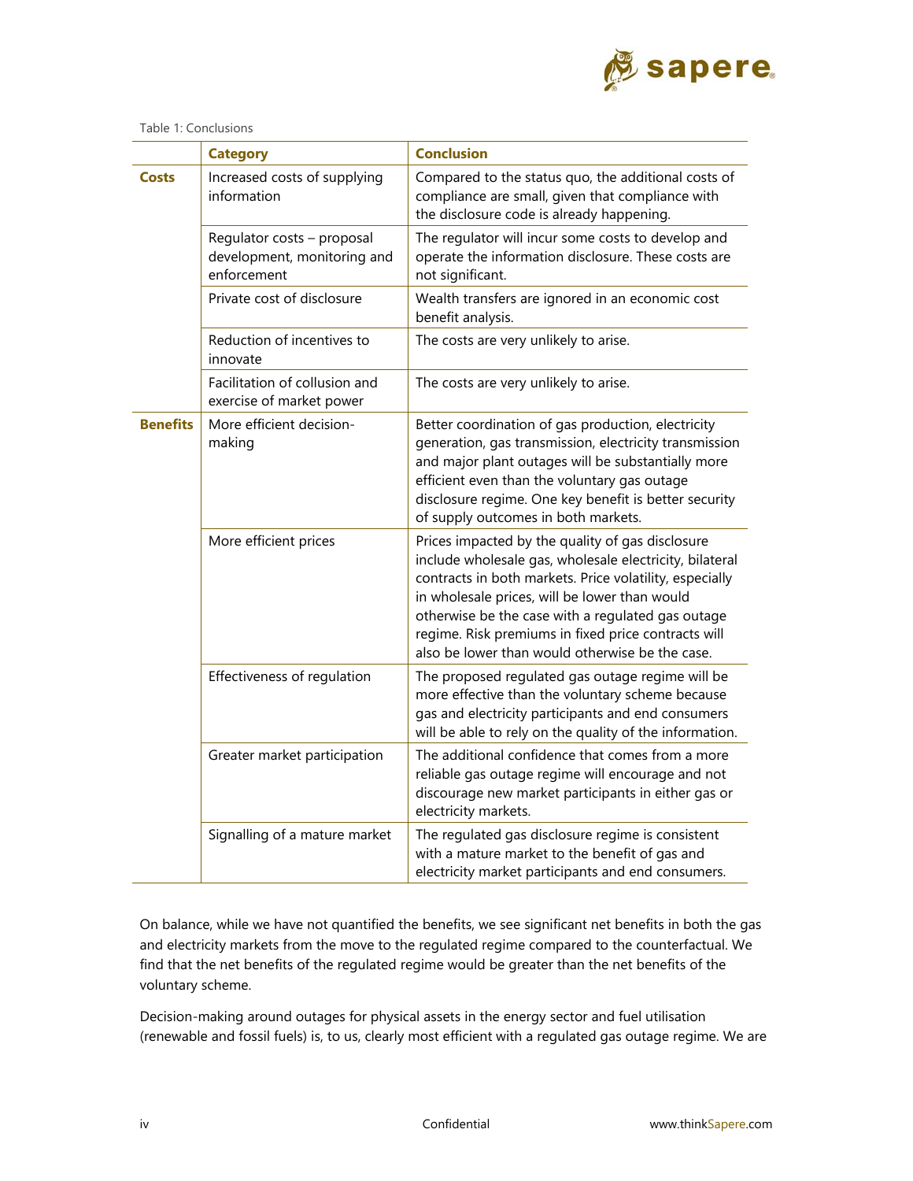Table 1: Conclusions

| | Category | Conclusion |
|---|---|---|
| **Costs** | Increased costs of supplying information | Compared to the status quo, the additional costs of compliance are small, given that compliance with the disclosure code is already happening. |
| | Regulator costs – proposal development, monitoring and enforcement | The regulator will incur some costs to develop and operate the information disclosure. These costs are not significant. |
| | Private cost of disclosure | Wealth transfers are ignored in an economic cost benefit analysis. |
| | Reduction of incentives to innovate | The costs are very unlikely to arise. |
| | Facilitation of collusion and exercise of market power | The costs are very unlikely to arise. |
| **Benefits** | More efficient decision-making | Better coordination of gas production, electricity generation, gas transmission, electricity transmission and major plant outages will be substantially more efficient even than the voluntary gas outage disclosure regime. One key benefit is better security of supply outcomes in both markets. |
| | More efficient prices | Prices impacted by the quality of gas disclosure include wholesale gas, wholesale electricity, bilateral contracts in both markets. Price volatility, especially in wholesale prices, will be lower than would otherwise be the case with a regulated gas outage regime. Risk premiums in fixed price contracts will also be lower than would otherwise be the case. |
| | Effectiveness of regulation | The proposed regulated gas outage regime will be more effective than the voluntary scheme because gas and electricity participants and end consumers will be able to rely on the quality of the information. |
| | Greater market participation | The additional confidence that comes from a more reliable gas outage regime will encourage and not discourage new market participants in either gas or electricity markets. |
| | Signalling of a mature market | The regulated gas disclosure regime is consistent with a mature market to the benefit of gas and electricity market participants and end consumers. |

On balance, while we have not quantified the benefits, we see significant net benefits in both the gas and electricity markets from the move to the regulated regime compared to the counterfactual. We find that the net benefits of the regulated regime would be greater than the net benefits of the voluntary scheme.

Decision-making around outages for physical assets in the energy sector and fuel utilisation (renewable and fossil fuels) is, to us, clearly most efficient with a regulated gas outage regime. We are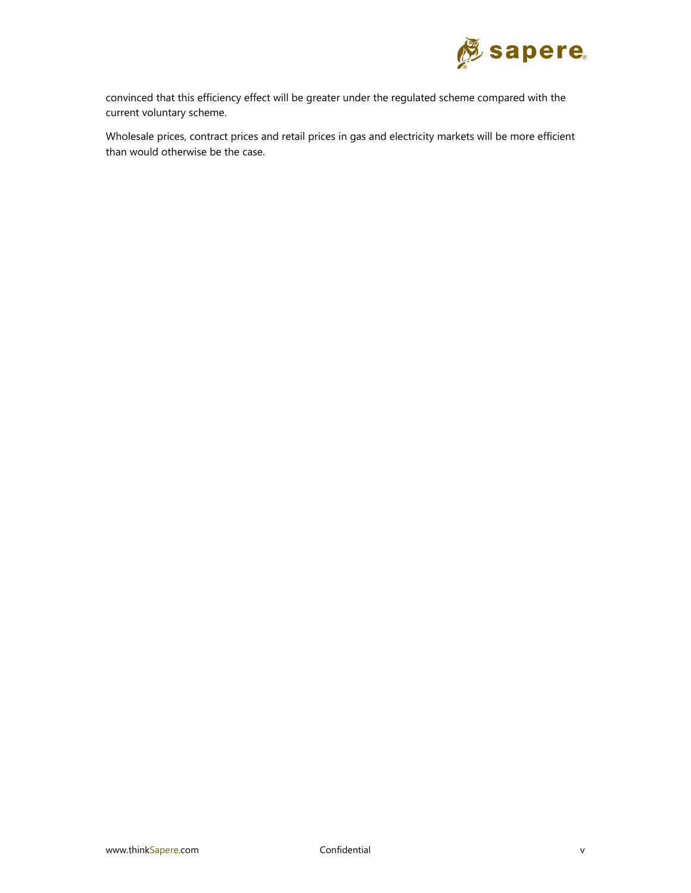convinced that this efficiency effect will be greater under the regulated scheme compared with the current voluntary scheme.

Wholesale prices, contract prices and retail prices in gas and electricity markets will be more efficient than would otherwise be the case.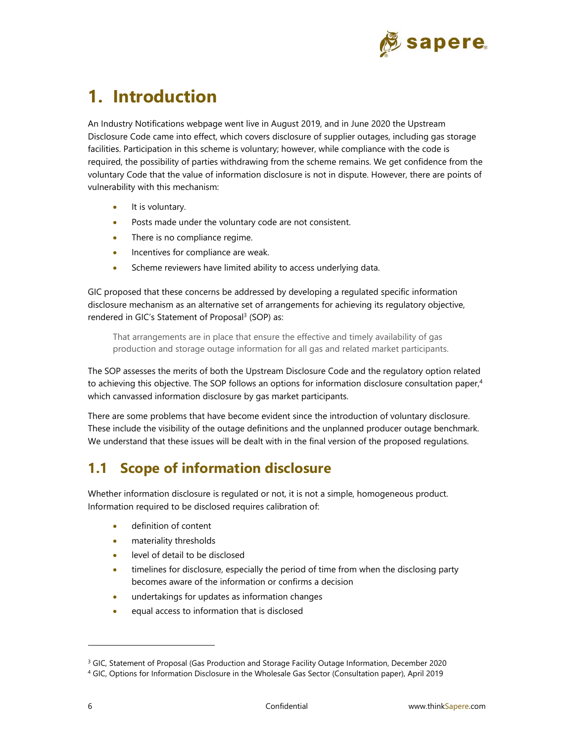# 1. Introduction

An Industry Notifications webpage went live in August 2019, and in June 2020 the Upstream Disclosure Code came into effect, which covers disclosure of supplier outages, including gas storage facilities. Participation in this scheme is voluntary; however, while compliance with the code is required, the possibility of parties withdrawing from the scheme remains. We get confidence from the voluntary Code that the value of information disclosure is not in dispute. However, there are points of vulnerability with this mechanism:

- It is voluntary.
- Posts made under the voluntary code are not consistent.
- There is no compliance regime.
- Incentives for compliance are weak.
- Scheme reviewers have limited ability to access underlying data.

GIC proposed that these concerns be addressed by developing a regulated specific information disclosure mechanism as an alternative set of arrangements for achieving its regulatory objective, rendered in GIC's Statement of Proposal[3] (SOP) as:

> That arrangements are in place that ensure the effective and timely availability of gas production and storage outage information for all gas and related market participants.

The SOP assesses the merits of both the Upstream Disclosure Code and the regulatory option related to achieving this objective. The SOP follows an options for information disclosure consultation paper,[4] which canvassed information disclosure by gas market participants.

There are some problems that have become evident since the introduction of voluntary disclosure. These include the visibility of the outage definitions and the unplanned producer outage benchmark. We understand that these issues will be dealt with in the final version of the proposed regulations.

## 1.1 Scope of information disclosure

Whether information disclosure is regulated or not, it is not a simple, homogeneous product. Information required to be disclosed requires calibration of:

- definition of content
- materiality thresholds
- level of detail to be disclosed
- timelines for disclosure, especially the period of time from when the disclosing party becomes aware of the information or confirms a decision
- undertakings for updates as information changes
- equal access to information that is disclosed

---

[3] GIC, Statement of Proposal (Gas Production and Storage Facility Outage Information, December 2020

[4] GIC, Options for Information Disclosure in the Wholesale Gas Sector (Consultation paper), April 2019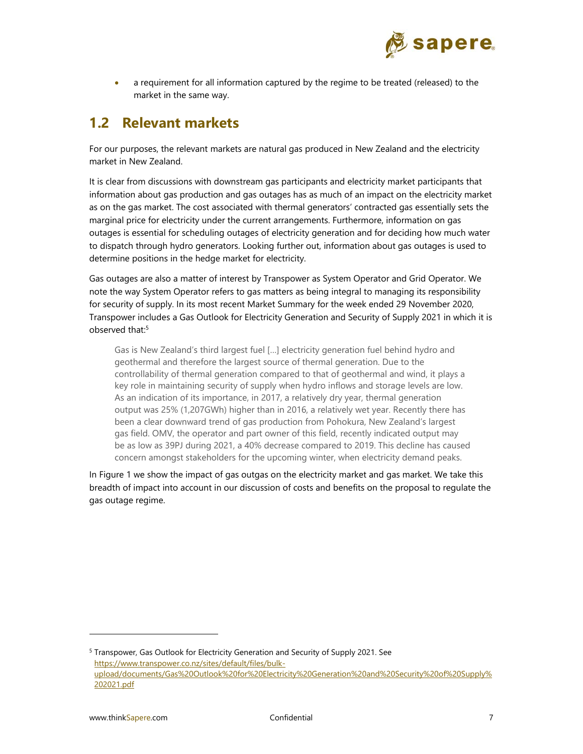- a requirement for all information captured by the regime to be treated (released) to the market in the same way.

## 1.2 Relevant markets

For our purposes, the relevant markets are natural gas produced in New Zealand and the electricity market in New Zealand.

It is clear from discussions with downstream gas participants and electricity market participants that information about gas production and gas outages has as much of an impact on the electricity market as on the gas market. The cost associated with thermal generators' contracted gas essentially sets the marginal price for electricity under the current arrangements. Furthermore, information on gas outages is essential for scheduling outages of electricity generation and for deciding how much water to dispatch through hydro generators. Looking further out, information about gas outages is used to determine positions in the hedge market for electricity.

Gas outages are also a matter of interest by Transpower as System Operator and Grid Operator. We note the way System Operator refers to gas matters as being integral to managing its responsibility for security of supply. In its most recent Market Summary for the week ended 29 November 2020, Transpower includes a Gas Outlook for Electricity Generation and Security of Supply 2021 in which it is observed that:[5]

> Gas is New Zealand's third largest fuel […] electricity generation fuel behind hydro and geothermal and therefore the largest source of thermal generation. Due to the controllability of thermal generation compared to that of geothermal and wind, it plays a key role in maintaining security of supply when hydro inflows and storage levels are low. As an indication of its importance, in 2017, a relatively dry year, thermal generation output was 25% (1,207GWh) higher than in 2016, a relatively wet year. Recently there has been a clear downward trend of gas production from Pohokura, New Zealand's largest gas field. OMV, the operator and part owner of this field, recently indicated output may be as low as 39PJ during 2021, a 40% decrease compared to 2019. This decline has caused concern amongst stakeholders for the upcoming winter, when electricity demand peaks.

In Figure 1 we show the impact of gas outgas on the electricity market and gas market. We take this breadth of impact into account in our discussion of costs and benefits on the proposal to regulate the gas outage regime.

---

[5] Transpower, Gas Outlook for Electricity Generation and Security of Supply 2021. See https://www.transpower.co.nz/sites/default/files/bulk-upload/documents/Gas%20Outlook%20for%20Electricity%20Generation%20and%20Security%20of%20Supply%202021.pdf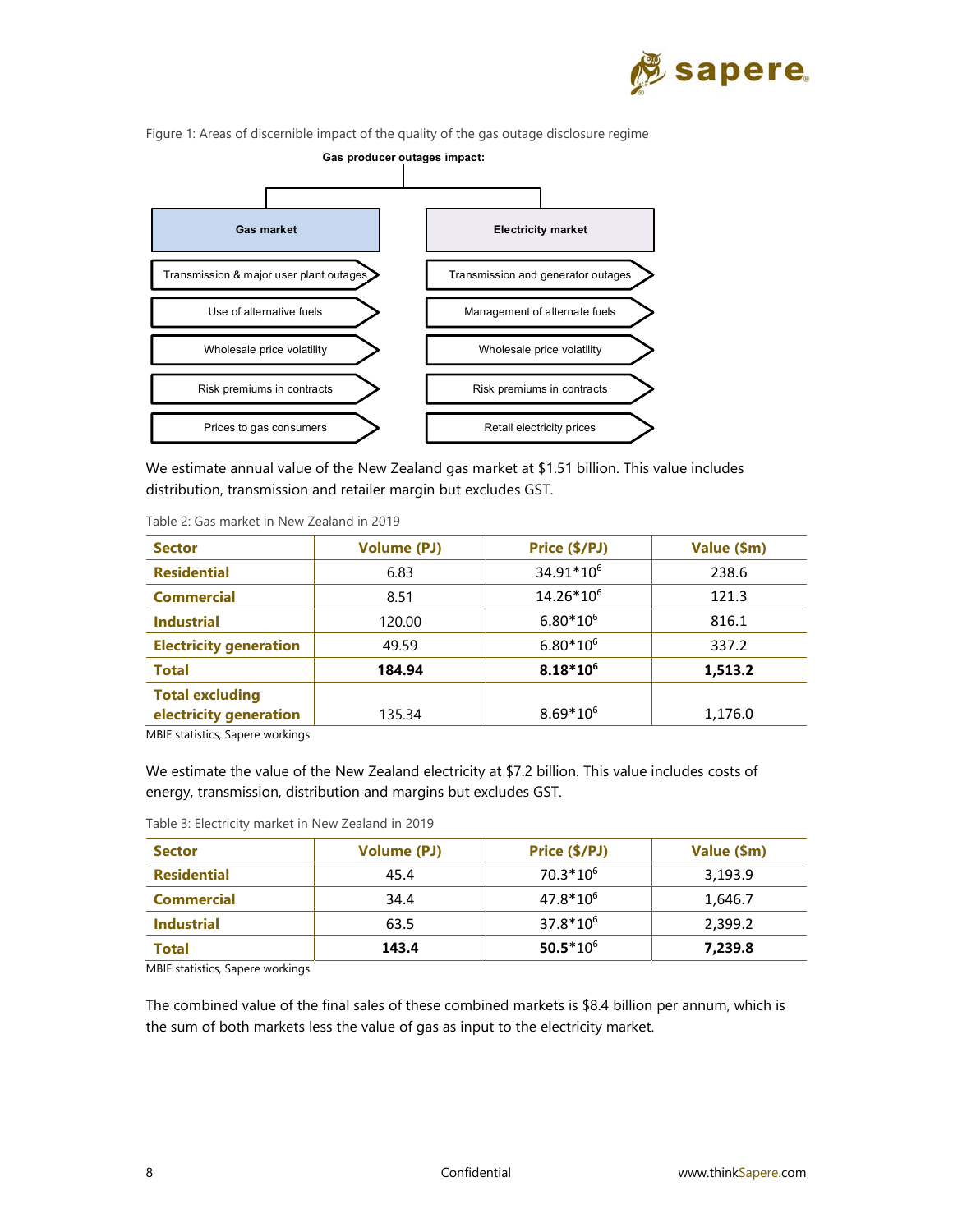Figure 1: Areas of discernible impact of the quality of the gas outage disclosure regime

**Gas producer outages impact:**

| Gas market | Electricity market |
|---|---|
| Transmission & major user plant outages | Transmission and generator outages |
| Use of alternative fuels | Management of alternate fuels |
| Wholesale price volatility | Wholesale price volatility |
| Risk premiums in contracts | Risk premiums in contracts |
| Prices to gas consumers | Retail electricity prices |

We estimate annual value of the New Zealand gas market at $1.51 billion. This value includes distribution, transmission and retailer margin but excludes GST.

Table 2: Gas market in New Zealand in 2019

| Sector | Volume (PJ) | Price ($/PJ) | Value ($m) |
|---|---|---|---|
| **Residential** | 6.83 | $34.91*10^6$ | 238.6 |
| **Commercial** | 8.51 | $14.26*10^6$ | 121.3 |
| **Industrial** | 120.00 | $6.80*10^6$ | 816.1 |
| **Electricity generation** | 49.59 | $6.80*10^6$ | 337.2 |
| **Total** | **184.94** | **$8.18*10^6$** | **1,513.2** |
| **Total excluding electricity generation** | 135.34 | $8.69*10^6$ | 1,176.0 |

MBIE statistics, Sapere workings

We estimate the value of the New Zealand electricity at $7.2 billion. This value includes costs of energy, transmission, distribution and margins but excludes GST.

Table 3: Electricity market in New Zealand in 2019

| Sector | Volume (PJ) | Price ($/PJ) | Value ($m) |
|---|---|---|---|
| **Residential** | 45.4 | $70.3*10^6$ | 3,193.9 |
| **Commercial** | 34.4 | $47.8*10^6$ | 1,646.7 |
| **Industrial** | 63.5 | $37.8*10^6$ | 2,399.2 |
| **Total** | **143.4** | **$50.5*10^6$** | **7,239.8** |

MBIE statistics, Sapere workings

The combined value of the final sales of these combined markets is $8.4 billion per annum, which is the sum of both markets less the value of gas as input to the electricity market.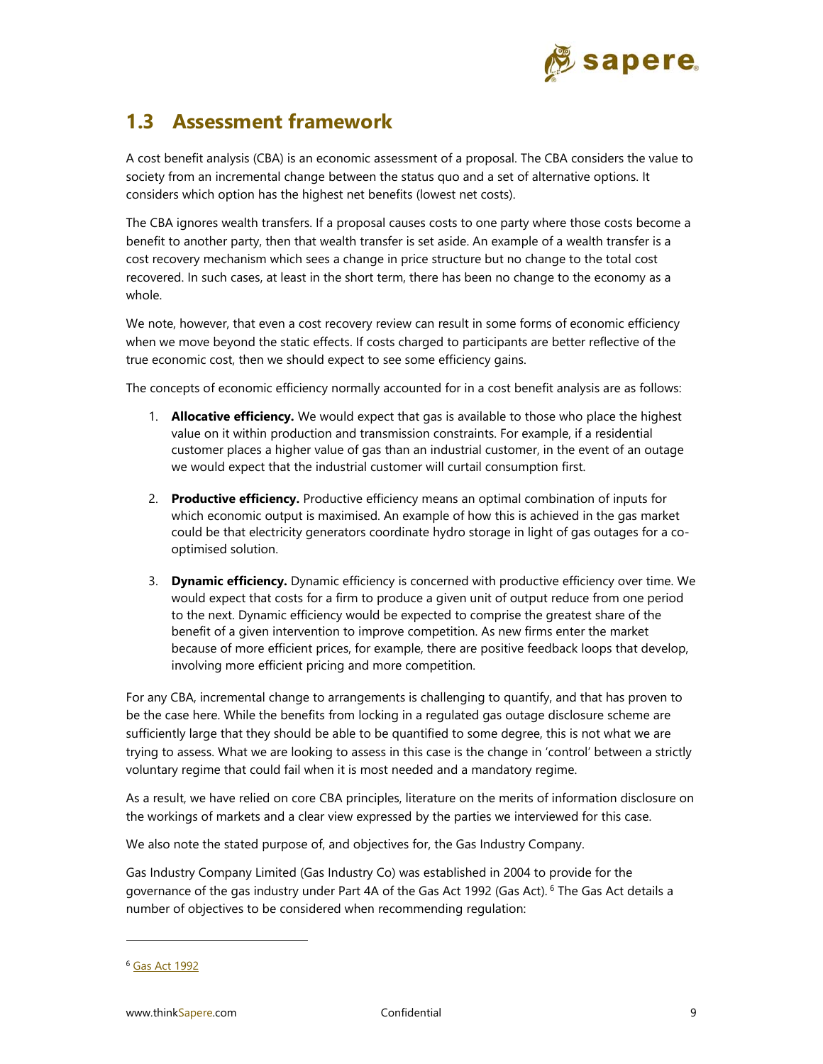## 1.3 Assessment framework

A cost benefit analysis (CBA) is an economic assessment of a proposal. The CBA considers the value to society from an incremental change between the status quo and a set of alternative options. It considers which option has the highest net benefits (lowest net costs).

The CBA ignores wealth transfers. If a proposal causes costs to one party where those costs become a benefit to another party, then that wealth transfer is set aside. An example of a wealth transfer is a cost recovery mechanism which sees a change in price structure but no change to the total cost recovered. In such cases, at least in the short term, there has been no change to the economy as a whole.

We note, however, that even a cost recovery review can result in some forms of economic efficiency when we move beyond the static effects. If costs charged to participants are better reflective of the true economic cost, then we should expect to see some efficiency gains.

The concepts of economic efficiency normally accounted for in a cost benefit analysis are as follows:

1. **Allocative efficiency.** We would expect that gas is available to those who place the highest value on it within production and transmission constraints. For example, if a residential customer places a higher value of gas than an industrial customer, in the event of an outage we would expect that the industrial customer will curtail consumption first.

2. **Productive efficiency.** Productive efficiency means an optimal combination of inputs for which economic output is maximised. An example of how this is achieved in the gas market could be that electricity generators coordinate hydro storage in light of gas outages for a co-optimised solution.

3. **Dynamic efficiency.** Dynamic efficiency is concerned with productive efficiency over time. We would expect that costs for a firm to produce a given unit of output reduce from one period to the next. Dynamic efficiency would be expected to comprise the greatest share of the benefit of a given intervention to improve competition. As new firms enter the market because of more efficient prices, for example, there are positive feedback loops that develop, involving more efficient pricing and more competition.

For any CBA, incremental change to arrangements is challenging to quantify, and that has proven to be the case here. While the benefits from locking in a regulated gas outage disclosure scheme are sufficiently large that they should be able to be quantified to some degree, this is not what we are trying to assess. What we are looking to assess in this case is the change in 'control' between a strictly voluntary regime that could fail when it is most needed and a mandatory regime.

As a result, we have relied on core CBA principles, literature on the merits of information disclosure on the workings of markets and a clear view expressed by the parties we interviewed for this case.

We also note the stated purpose of, and objectives for, the Gas Industry Company.

Gas Industry Company Limited (Gas Industry Co) was established in 2004 to provide for the governance of the gas industry under Part 4A of the Gas Act 1992 (Gas Act).[6] The Gas Act details a number of objectives to be considered when recommending regulation:

---

[6] Gas Act 1992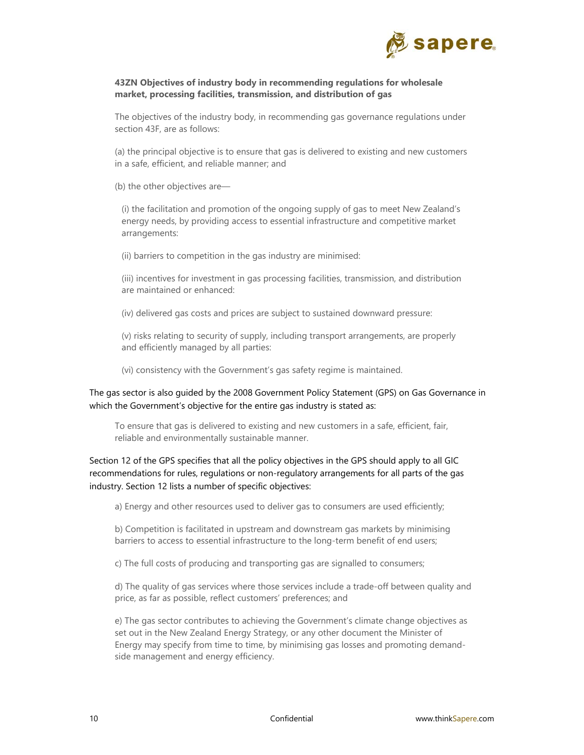**43ZN Objectives of industry body in recommending regulations for wholesale market, processing facilities, transmission, and distribution of gas**

> The objectives of the industry body, in recommending gas governance regulations under section 43F, are as follows:
>
> (a) the principal objective is to ensure that gas is delivered to existing and new customers in a safe, efficient, and reliable manner; and
>
> (b) the other objectives are—
>
> (i) the facilitation and promotion of the ongoing supply of gas to meet New Zealand's energy needs, by providing access to essential infrastructure and competitive market arrangements:
>
> (ii) barriers to competition in the gas industry are minimised:
>
> (iii) incentives for investment in gas processing facilities, transmission, and distribution are maintained or enhanced:
>
> (iv) delivered gas costs and prices are subject to sustained downward pressure:
>
> (v) risks relating to security of supply, including transport arrangements, are properly and efficiently managed by all parties:
>
> (vi) consistency with the Government's gas safety regime is maintained.

The gas sector is also guided by the 2008 Government Policy Statement (GPS) on Gas Governance in which the Government's objective for the entire gas industry is stated as:

> To ensure that gas is delivered to existing and new customers in a safe, efficient, fair, reliable and environmentally sustainable manner.

Section 12 of the GPS specifies that all the policy objectives in the GPS should apply to all GIC recommendations for rules, regulations or non-regulatory arrangements for all parts of the gas industry. Section 12 lists a number of specific objectives:

> a) Energy and other resources used to deliver gas to consumers are used efficiently;
>
> b) Competition is facilitated in upstream and downstream gas markets by minimising barriers to access to essential infrastructure to the long-term benefit of end users;
>
> c) The full costs of producing and transporting gas are signalled to consumers;
>
> d) The quality of gas services where those services include a trade-off between quality and price, as far as possible, reflect customers' preferences; and
>
> e) The gas sector contributes to achieving the Government's climate change objectives as set out in the New Zealand Energy Strategy, or any other document the Minister of Energy may specify from time to time, by minimising gas losses and promoting demand-side management and energy efficiency.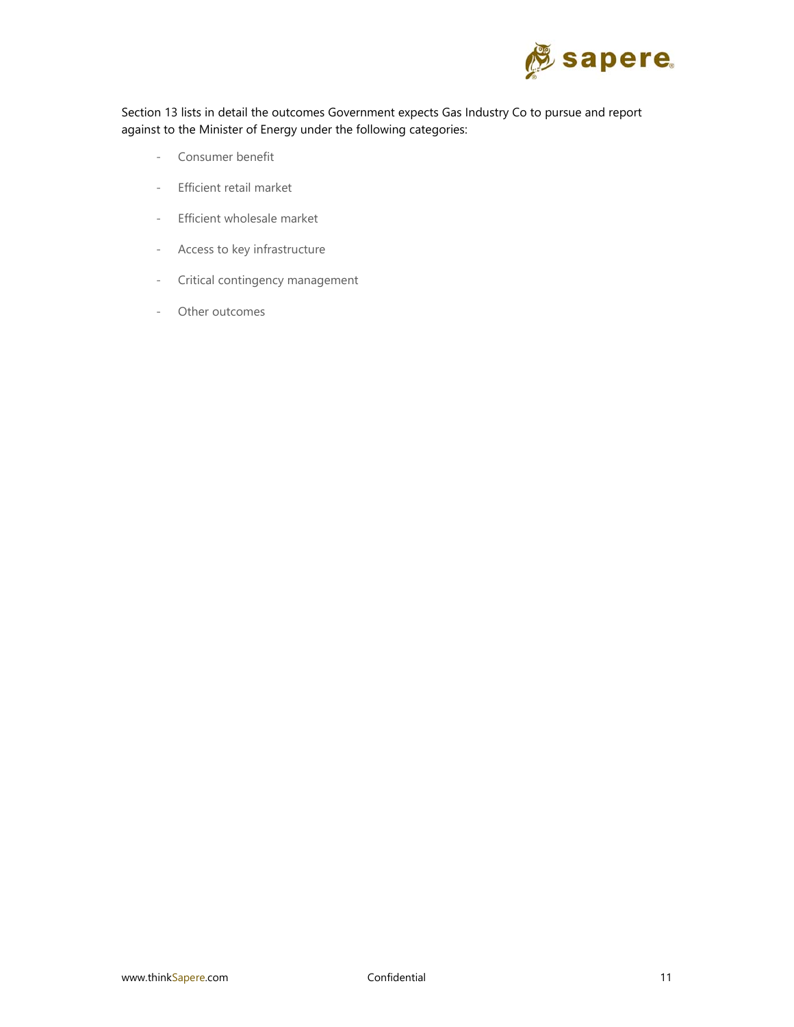Section 13 lists in detail the outcomes Government expects Gas Industry Co to pursue and report against to the Minister of Energy under the following categories:

- Consumer benefit
- Efficient retail market
- Efficient wholesale market
- Access to key infrastructure
- Critical contingency management
- Other outcomes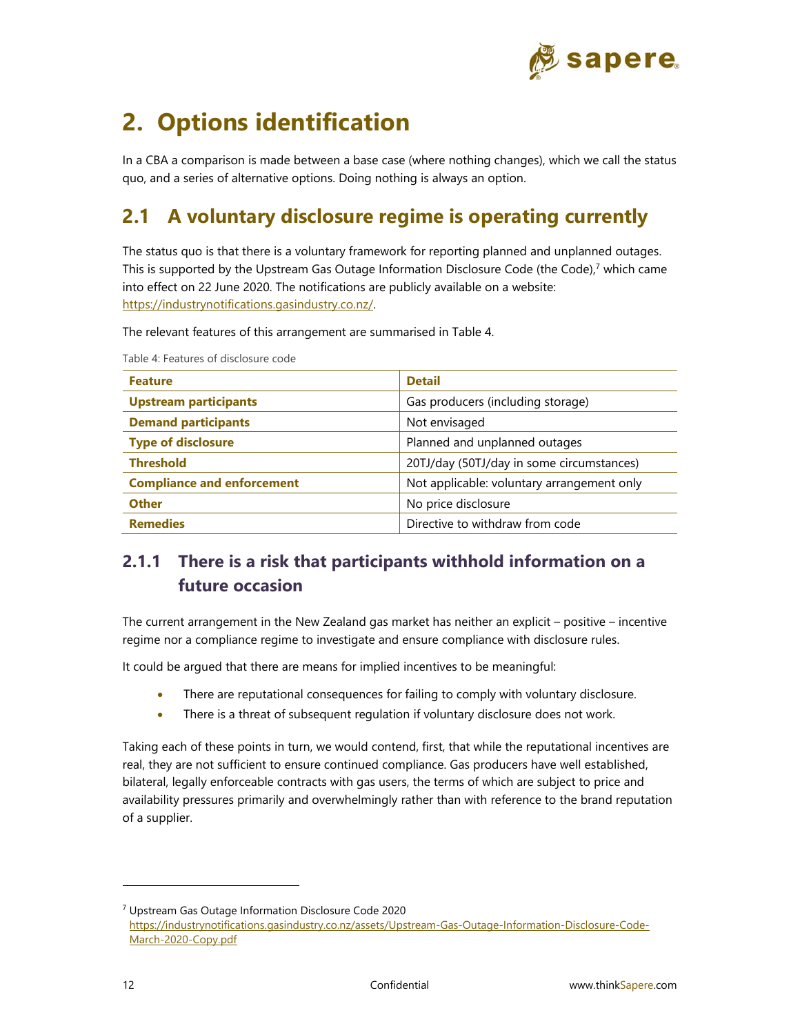# 2. Options identification

In a CBA a comparison is made between a base case (where nothing changes), which we call the status quo, and a series of alternative options. Doing nothing is always an option.

## 2.1 A voluntary disclosure regime is operating currently

The status quo is that there is a voluntary framework for reporting planned and unplanned outages. This is supported by the Upstream Gas Outage Information Disclosure Code (the Code),[7] which came into effect on 22 June 2020. The notifications are publicly available on a website: https://industrynotifications.gasindustry.co.nz/.

The relevant features of this arrangement are summarised in Table 4.

Table 4: Features of disclosure code

| Feature | Detail |
|---|---|
| **Upstream participants** | Gas producers (including storage) |
| **Demand participants** | Not envisaged |
| **Type of disclosure** | Planned and unplanned outages |
| **Threshold** | 20TJ/day (50TJ/day in some circumstances) |
| **Compliance and enforcement** | Not applicable: voluntary arrangement only |
| **Other** | No price disclosure |
| **Remedies** | Directive to withdraw from code |

### 2.1.1 There is a risk that participants withhold information on a future occasion

The current arrangement in the New Zealand gas market has neither an explicit – positive – incentive regime nor a compliance regime to investigate and ensure compliance with disclosure rules.

It could be argued that there are means for implied incentives to be meaningful:

- There are reputational consequences for failing to comply with voluntary disclosure.
- There is a threat of subsequent regulation if voluntary disclosure does not work.

Taking each of these points in turn, we would contend, first, that while the reputational incentives are real, they are not sufficient to ensure continued compliance. Gas producers have well established, bilateral, legally enforceable contracts with gas users, the terms of which are subject to price and availability pressures primarily and overwhelmingly rather than with reference to the brand reputation of a supplier.

[7] Upstream Gas Outage Information Disclosure Code 2020 https://industrynotifications.gasindustry.co.nz/assets/Upstream-Gas-Outage-Information-Disclosure-Code-March-2020-Copy.pdf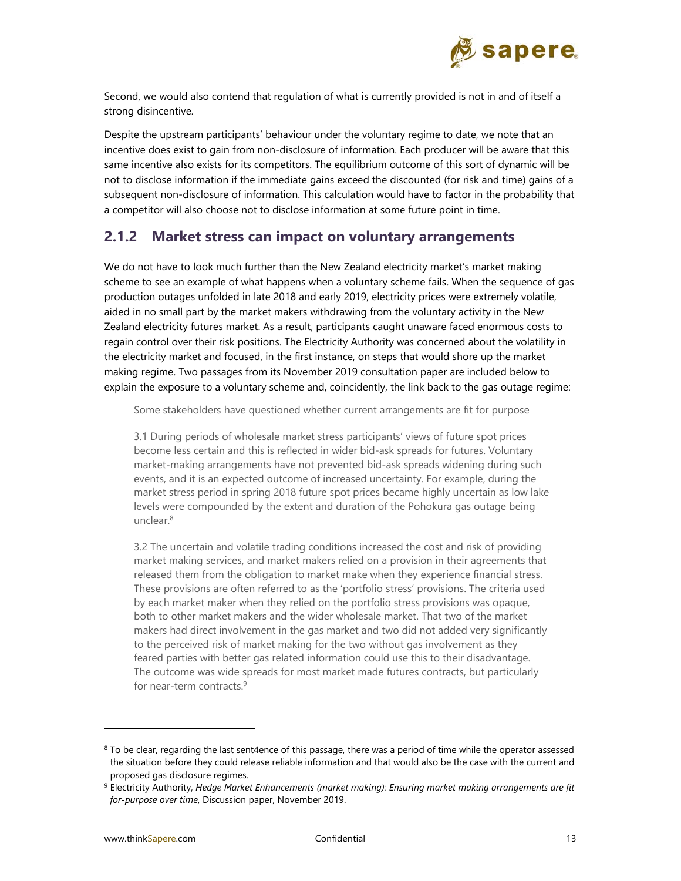Second, we would also contend that regulation of what is currently provided is not in and of itself a strong disincentive.

Despite the upstream participants' behaviour under the voluntary regime to date, we note that an incentive does exist to gain from non-disclosure of information. Each producer will be aware that this same incentive also exists for its competitors. The equilibrium outcome of this sort of dynamic will be not to disclose information if the immediate gains exceed the discounted (for risk and time) gains of a subsequent non-disclosure of information. This calculation would have to factor in the probability that a competitor will also choose not to disclose information at some future point in time.

### 2.1.2 Market stress can impact on voluntary arrangements

We do not have to look much further than the New Zealand electricity market's market making scheme to see an example of what happens when a voluntary scheme fails. When the sequence of gas production outages unfolded in late 2018 and early 2019, electricity prices were extremely volatile, aided in no small part by the market makers withdrawing from the voluntary activity in the New Zealand electricity futures market. As a result, participants caught unaware faced enormous costs to regain control over their risk positions. The Electricity Authority was concerned about the volatility in the electricity market and focused, in the first instance, on steps that would shore up the market making regime. Two passages from its November 2019 consultation paper are included below to explain the exposure to a voluntary scheme and, coincidently, the link back to the gas outage regime:

> Some stakeholders have questioned whether current arrangements are fit for purpose
>
> 3.1 During periods of wholesale market stress participants' views of future spot prices become less certain and this is reflected in wider bid-ask spreads for futures. Voluntary market-making arrangements have not prevented bid-ask spreads widening during such events, and it is an expected outcome of increased uncertainty. For example, during the market stress period in spring 2018 future spot prices became highly uncertain as low lake levels were compounded by the extent and duration of the Pohokura gas outage being unclear.[8]
>
> 3.2 The uncertain and volatile trading conditions increased the cost and risk of providing market making services, and market makers relied on a provision in their agreements that released them from the obligation to market make when they experience financial stress. These provisions are often referred to as the 'portfolio stress' provisions. The criteria used by each market maker when they relied on the portfolio stress provisions was opaque, both to other market makers and the wider wholesale market. That two of the market makers had direct involvement in the gas market and two did not added very significantly to the perceived risk of market making for the two without gas involvement as they feared parties with better gas related information could use this to their disadvantage. The outcome was wide spreads for most market made futures contracts, but particularly for near-term contracts.[9]

---

[8] To be clear, regarding the last sent4ence of this passage, there was a period of time while the operator assessed the situation before they could release reliable information and that would also be the case with the current and proposed gas disclosure regimes.

[9] Electricity Authority, *Hedge Market Enhancements (market making): Ensuring market making arrangements are fit for-purpose over time*, Discussion paper, November 2019.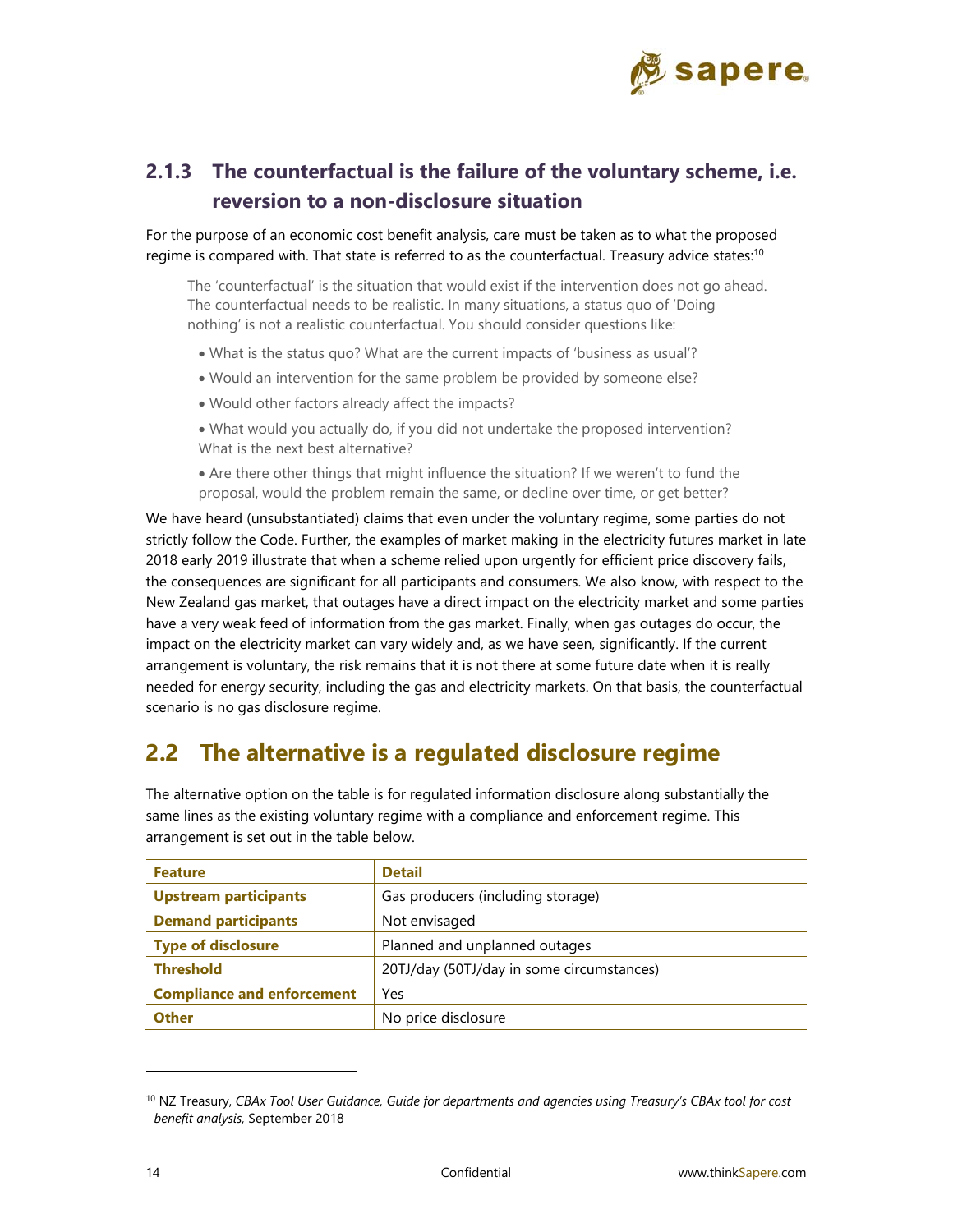### 2.1.3 The counterfactual is the failure of the voluntary scheme, i.e. reversion to a non-disclosure situation

For the purpose of an economic cost benefit analysis, care must be taken as to what the proposed regime is compared with. That state is referred to as the counterfactual. Treasury advice states:[10]

> The 'counterfactual' is the situation that would exist if the intervention does not go ahead. The counterfactual needs to be realistic. In many situations, a status quo of 'Doing nothing' is not a realistic counterfactual. You should consider questions like:
>
> - What is the status quo? What are the current impacts of 'business as usual'?
> - Would an intervention for the same problem be provided by someone else?
> - Would other factors already affect the impacts?
> - What would you actually do, if you did not undertake the proposed intervention? What is the next best alternative?
> - Are there other things that might influence the situation? If we weren't to fund the proposal, would the problem remain the same, or decline over time, or get better?

We have heard (unsubstantiated) claims that even under the voluntary regime, some parties do not strictly follow the Code. Further, the examples of market making in the electricity futures market in late 2018 early 2019 illustrate that when a scheme relied upon urgently for efficient price discovery fails, the consequences are significant for all participants and consumers. We also know, with respect to the New Zealand gas market, that outages have a direct impact on the electricity market and some parties have a very weak feed of information from the gas market. Finally, when gas outages do occur, the impact on the electricity market can vary widely and, as we have seen, significantly. If the current arrangement is voluntary, the risk remains that it is not there at some future date when it is really needed for energy security, including the gas and electricity markets. On that basis, the counterfactual scenario is no gas disclosure regime.

## 2.2 The alternative is a regulated disclosure regime

The alternative option on the table is for regulated information disclosure along substantially the same lines as the existing voluntary regime with a compliance and enforcement regime. This arrangement is set out in the table below.

| Feature | Detail |
|---|---|
| **Upstream participants** | Gas producers (including storage) |
| **Demand participants** | Not envisaged |
| **Type of disclosure** | Planned and unplanned outages |
| **Threshold** | 20TJ/day (50TJ/day in some circumstances) |
| **Compliance and enforcement** | Yes |
| **Other** | No price disclosure |

[10] NZ Treasury, *CBAx Tool User Guidance, Guide for departments and agencies using Treasury's CBAx tool for cost benefit analysis,* September 2018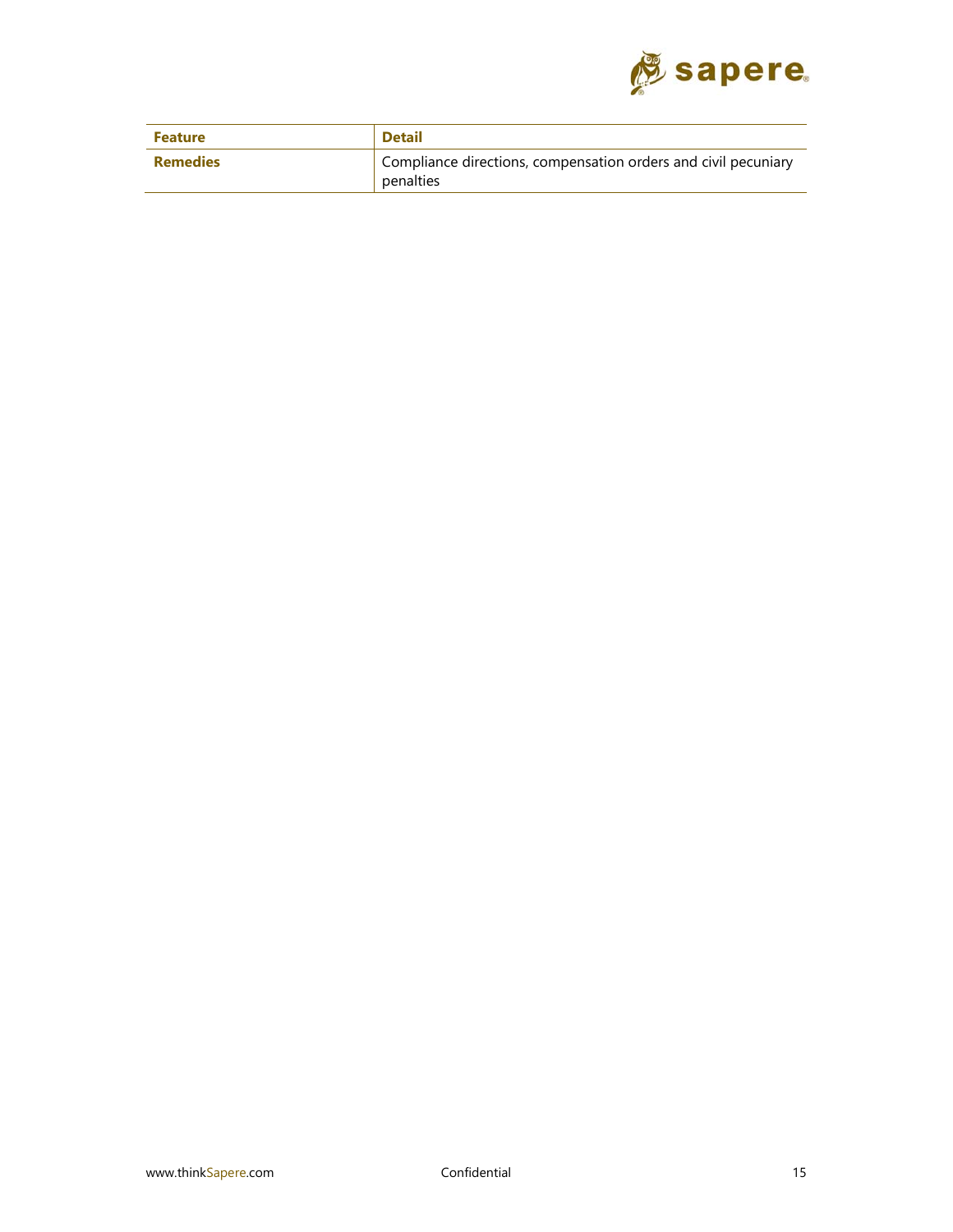| Feature | Detail |
| --- | --- |
| **Remedies** | Compliance directions, compensation orders and civil pecuniary penalties |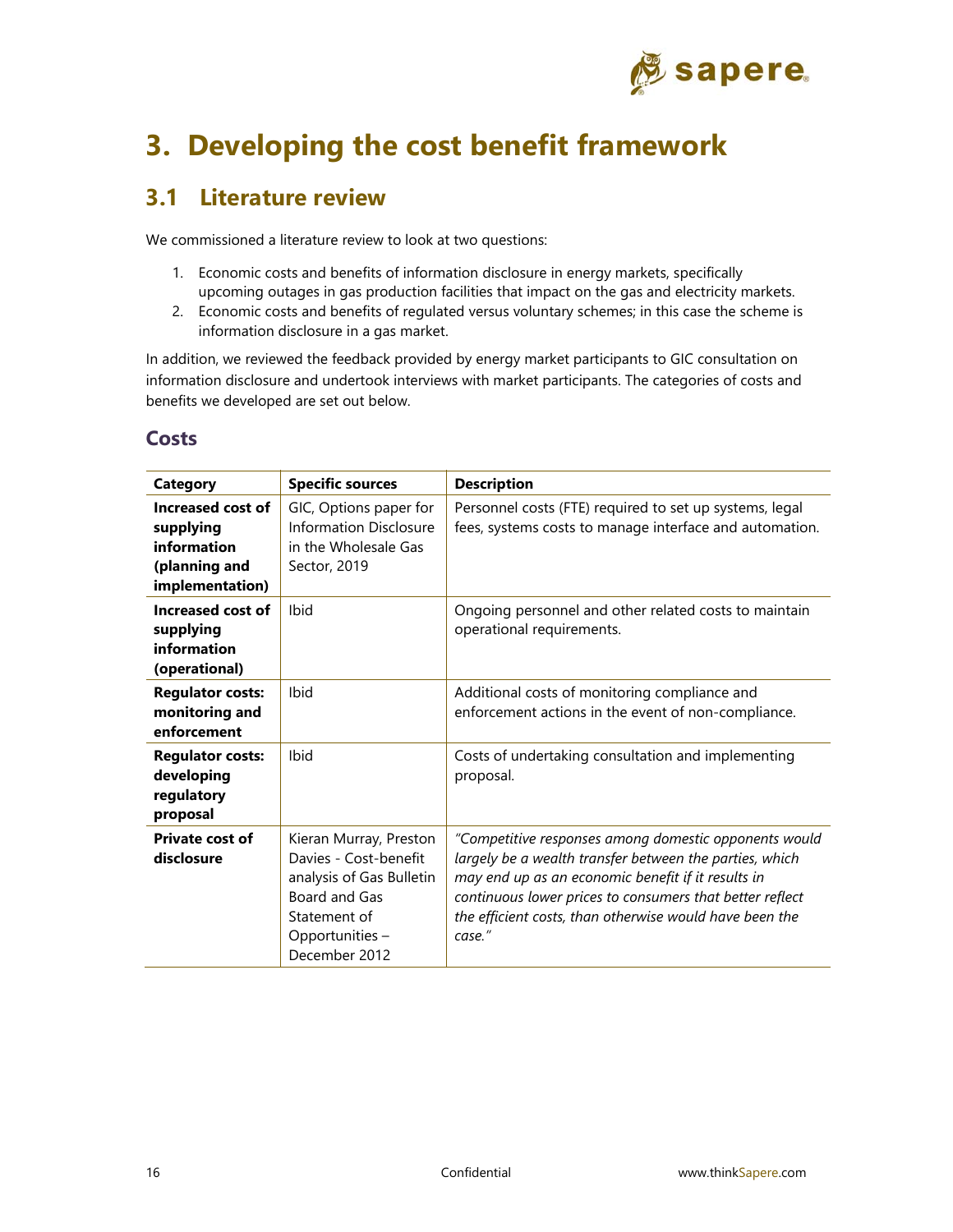# 3. Developing the cost benefit framework

## 3.1 Literature review

We commissioned a literature review to look at two questions:

1. Economic costs and benefits of information disclosure in energy markets, specifically upcoming outages in gas production facilities that impact on the gas and electricity markets.
2. Economic costs and benefits of regulated versus voluntary schemes; in this case the scheme is information disclosure in a gas market.

In addition, we reviewed the feedback provided by energy market participants to GIC consultation on information disclosure and undertook interviews with market participants. The categories of costs and benefits we developed are set out below.

### Costs

| Category | Specific sources | Description |
|---|---|---|
| **Increased cost of supplying information (planning and implementation)** | GIC, Options paper for Information Disclosure in the Wholesale Gas Sector, 2019 | Personnel costs (FTE) required to set up systems, legal fees, systems costs to manage interface and automation. |
| **Increased cost of supplying information (operational)** | Ibid | Ongoing personnel and other related costs to maintain operational requirements. |
| **Regulator costs: monitoring and enforcement** | Ibid | Additional costs of monitoring compliance and enforcement actions in the event of non-compliance. |
| **Regulator costs: developing regulatory proposal** | Ibid | Costs of undertaking consultation and implementing proposal. |
| **Private cost of disclosure** | Kieran Murray, Preston Davies - Cost-benefit analysis of Gas Bulletin Board and Gas Statement of Opportunities – December 2012 | *"Competitive responses among domestic opponents would largely be a wealth transfer between the parties, which may end up as an economic benefit if it results in continuous lower prices to consumers that better reflect the efficient costs, than otherwise would have been the case."* |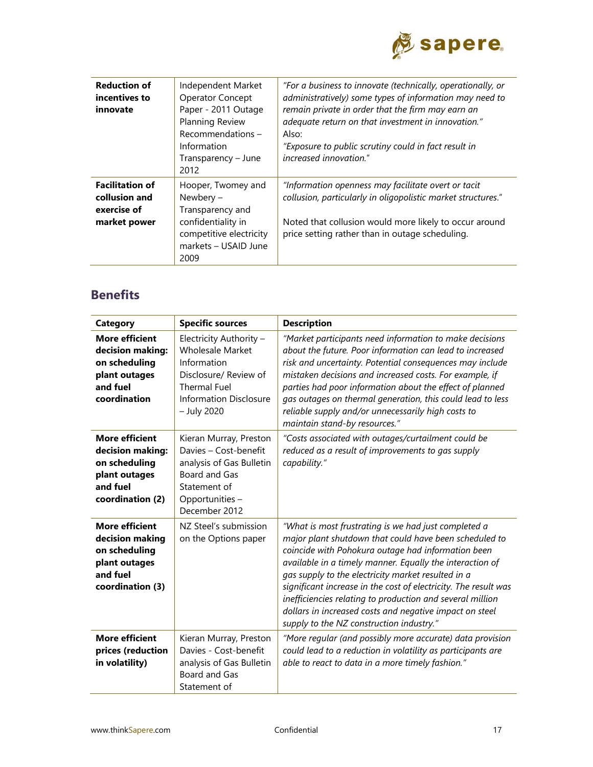| | | |
|---|---|---|
| **Reduction of incentives to innovate** | Independent Market Operator Concept Paper - 2011 Outage Planning Review Recommendations – Information Transparency – June 2012 | *"For a business to innovate (technically, operationally, or administratively) some types of information may need to remain private in order that the firm may earn an adequate return on that investment in innovation."* Also: *"Exposure to public scrutiny could in fact result in increased innovation."* |
| **Facilitation of collusion and exercise of market power** | Hooper, Twomey and Newbery – Transparency and confidentiality in competitive electricity markets – USAID June 2009 | *"Information openness may facilitate overt or tacit collusion, particularly in oligopolistic market structures."* Noted that collusion would more likely to occur around price setting rather than in outage scheduling. |

## Benefits

| Category | Specific sources | Description |
|---|---|---|
| **More efficient decision making: on scheduling plant outages and fuel coordination** | Electricity Authority – Wholesale Market Information Disclosure/ Review of Thermal Fuel Information Disclosure – July 2020 | *"Market participants need information to make decisions about the future. Poor information can lead to increased risk and uncertainty. Potential consequences may include mistaken decisions and increased costs. For example, if parties had poor information about the effect of planned gas outages on thermal generation, this could lead to less reliable supply and/or unnecessarily high costs to maintain stand-by resources."* |
| **More efficient decision making: on scheduling plant outages and fuel coordination (2)** | Kieran Murray, Preston Davies – Cost-benefit analysis of Gas Bulletin Board and Gas Statement of Opportunities – December 2012 | *"Costs associated with outages/curtailment could be reduced as a result of improvements to gas supply capability."* |
| **More efficient decision making on scheduling plant outages and fuel coordination (3)** | NZ Steel's submission on the Options paper | *"What is most frustrating is we had just completed a major plant shutdown that could have been scheduled to coincide with Pohokura outage had information been available in a timely manner. Equally the interaction of gas supply to the electricity market resulted in a significant increase in the cost of electricity. The result was inefficiencies relating to production and several million dollars in increased costs and negative impact on steel supply to the NZ construction industry."* |
| **More efficient prices (reduction in volatility)** | Kieran Murray, Preston Davies - Cost-benefit analysis of Gas Bulletin Board and Gas Statement of | *"More regular (and possibly more accurate) data provision could lead to a reduction in volatility as participants are able to react to data in a more timely fashion."* |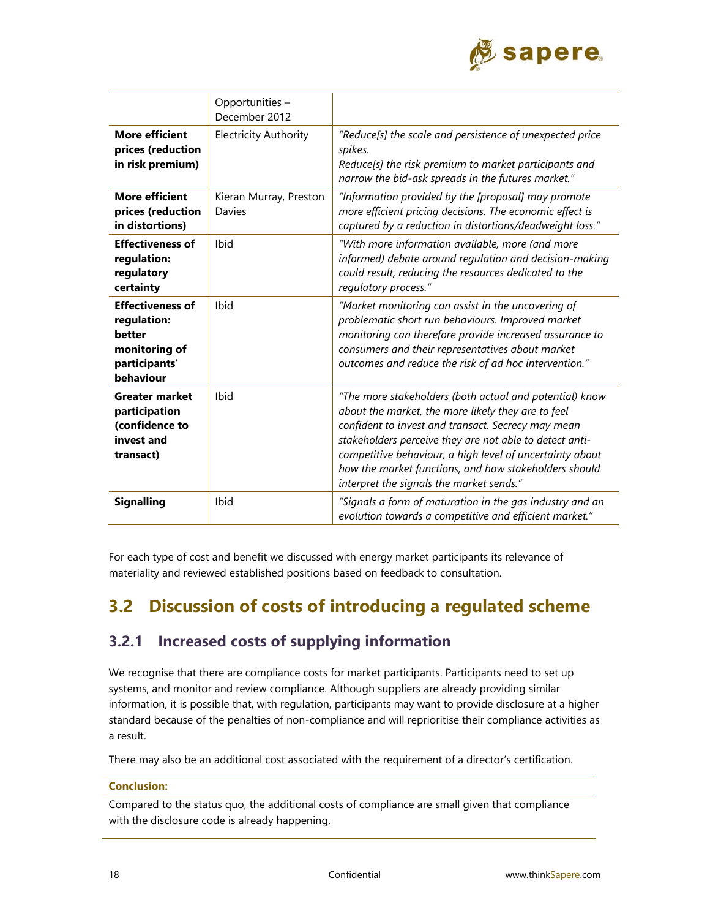|  | Opportunities – December 2012 |  |
|---|---|---|
| **More efficient prices (reduction in risk premium)** | Electricity Authority | *"Reduce[s] the scale and persistence of unexpected price spikes.<br>Reduce[s] the risk premium to market participants and narrow the bid-ask spreads in the futures market."* |
| **More efficient prices (reduction in distortions)** | Kieran Murray, Preston Davies | *"Information provided by the [proposal] may promote more efficient pricing decisions. The economic effect is captured by a reduction in distortions/deadweight loss."* |
| **Effectiveness of regulation: regulatory certainty** | Ibid | *"With more information available, more (and more informed) debate around regulation and decision-making could result, reducing the resources dedicated to the regulatory process."* |
| **Effectiveness of regulation: better monitoring of participants' behaviour** | Ibid | *"Market monitoring can assist in the uncovering of problematic short run behaviours. Improved market monitoring can therefore provide increased assurance to consumers and their representatives about market outcomes and reduce the risk of ad hoc intervention."* |
| **Greater market participation (confidence to invest and transact)** | Ibid | *"The more stakeholders (both actual and potential) know about the market, the more likely they are to feel confident to invest and transact. Secrecy may mean stakeholders perceive they are not able to detect anti-competitive behaviour, a high level of uncertainty about how the market functions, and how stakeholders should interpret the signals the market sends."* |
| **Signalling** | Ibid | *"Signals a form of maturation in the gas industry and an evolution towards a competitive and efficient market."* |

For each type of cost and benefit we discussed with energy market participants its relevance of materiality and reviewed established positions based on feedback to consultation.

## 3.2 Discussion of costs of introducing a regulated scheme

### 3.2.1 Increased costs of supplying information

We recognise that there are compliance costs for market participants. Participants need to set up systems, and monitor and review compliance. Although suppliers are already providing similar information, it is possible that, with regulation, participants may want to provide disclosure at a higher standard because of the penalties of non-compliance and will reprioritise their compliance activities as a result.

There may also be an additional cost associated with the requirement of a director's certification.

**Conclusion:**

Compared to the status quo, the additional costs of compliance are small given that compliance with the disclosure code is already happening.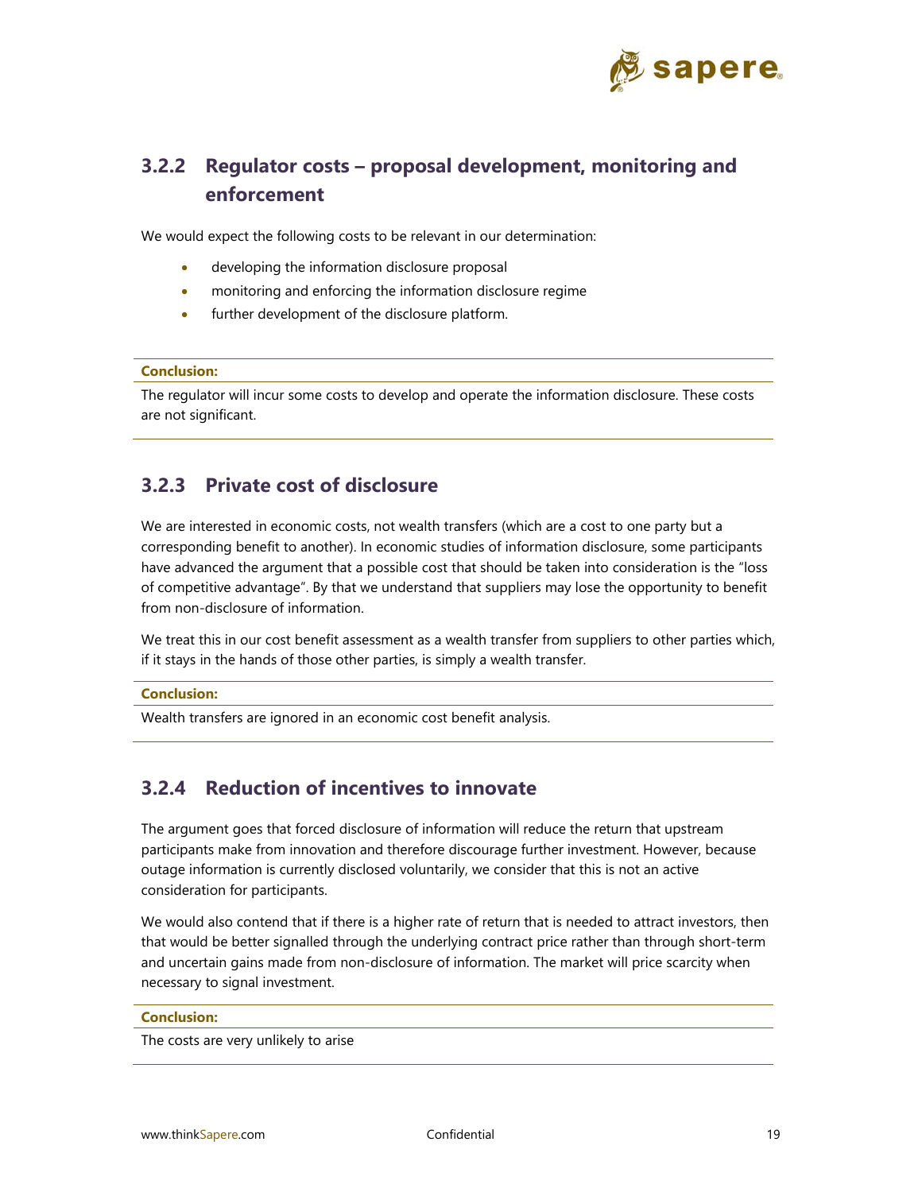### 3.2.2 Regulator costs – proposal development, monitoring and enforcement

We would expect the following costs to be relevant in our determination:

- developing the information disclosure proposal
- monitoring and enforcing the information disclosure regime
- further development of the disclosure platform.

**Conclusion:**

The regulator will incur some costs to develop and operate the information disclosure. These costs are not significant.

### 3.2.3 Private cost of disclosure

We are interested in economic costs, not wealth transfers (which are a cost to one party but a corresponding benefit to another). In economic studies of information disclosure, some participants have advanced the argument that a possible cost that should be taken into consideration is the "loss of competitive advantage". By that we understand that suppliers may lose the opportunity to benefit from non-disclosure of information.

We treat this in our cost benefit assessment as a wealth transfer from suppliers to other parties which, if it stays in the hands of those other parties, is simply a wealth transfer.

**Conclusion:**

Wealth transfers are ignored in an economic cost benefit analysis.

### 3.2.4 Reduction of incentives to innovate

The argument goes that forced disclosure of information will reduce the return that upstream participants make from innovation and therefore discourage further investment. However, because outage information is currently disclosed voluntarily, we consider that this is not an active consideration for participants.

We would also contend that if there is a higher rate of return that is needed to attract investors, then that would be better signalled through the underlying contract price rather than through short-term and uncertain gains made from non-disclosure of information. The market will price scarcity when necessary to signal investment.

**Conclusion:**

The costs are very unlikely to arise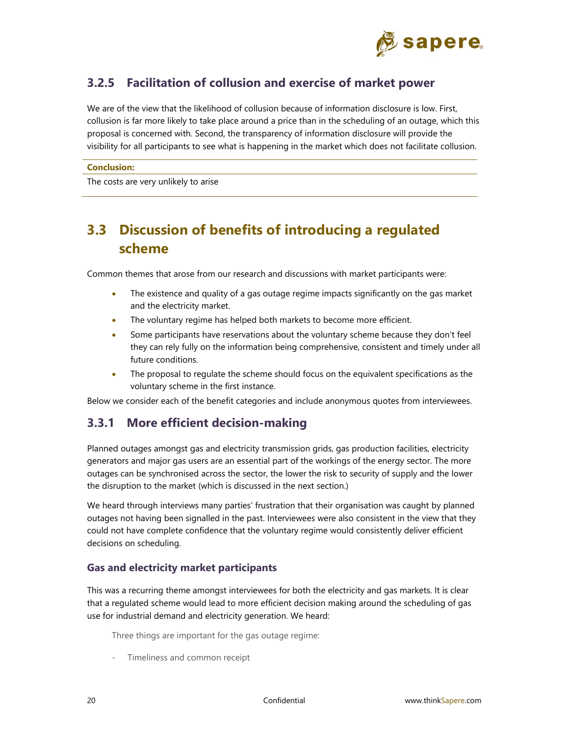### 3.2.5 Facilitation of collusion and exercise of market power

We are of the view that the likelihood of collusion because of information disclosure is low. First, collusion is far more likely to take place around a price than in the scheduling of an outage, which this proposal is concerned with. Second, the transparency of information disclosure will provide the visibility for all participants to see what is happening in the market which does not facilitate collusion.

**Conclusion:**

The costs are very unlikely to arise

## 3.3 Discussion of benefits of introducing a regulated scheme

Common themes that arose from our research and discussions with market participants were:

- The existence and quality of a gas outage regime impacts significantly on the gas market and the electricity market.
- The voluntary regime has helped both markets to become more efficient.
- Some participants have reservations about the voluntary scheme because they don't feel they can rely fully on the information being comprehensive, consistent and timely under all future conditions.
- The proposal to regulate the scheme should focus on the equivalent specifications as the voluntary scheme in the first instance.

Below we consider each of the benefit categories and include anonymous quotes from interviewees.

### 3.3.1 More efficient decision-making

Planned outages amongst gas and electricity transmission grids, gas production facilities, electricity generators and major gas users are an essential part of the workings of the energy sector. The more outages can be synchronised across the sector, the lower the risk to security of supply and the lower the disruption to the market (which is discussed in the next section.)

We heard through interviews many parties' frustration that their organisation was caught by planned outages not having been signalled in the past. Interviewees were also consistent in the view that they could not have complete confidence that the voluntary regime would consistently deliver efficient decisions on scheduling.

#### Gas and electricity market participants

This was a recurring theme amongst interviewees for both the electricity and gas markets. It is clear that a regulated scheme would lead to more efficient decision making around the scheduling of gas use for industrial demand and electricity generation. We heard:

> Three things are important for the gas outage regime:
>
> - Timeliness and common receipt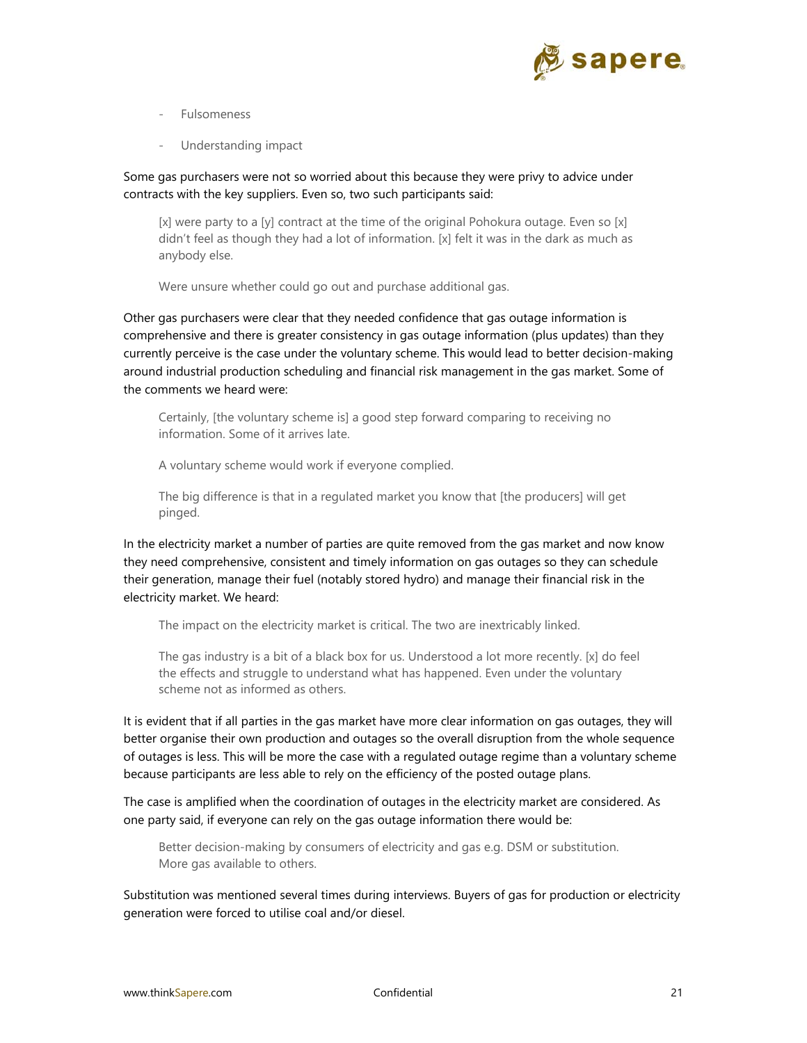- Fulsomeness
- Understanding impact

Some gas purchasers were not so worried about this because they were privy to advice under contracts with the key suppliers. Even so, two such participants said:

> [x] were party to a [y] contract at the time of the original Pohokura outage. Even so [x] didn't feel as though they had a lot of information. [x] felt it was in the dark as much as anybody else.
>
> Were unsure whether could go out and purchase additional gas.

Other gas purchasers were clear that they needed confidence that gas outage information is comprehensive and there is greater consistency in gas outage information (plus updates) than they currently perceive is the case under the voluntary scheme. This would lead to better decision-making around industrial production scheduling and financial risk management in the gas market. Some of the comments we heard were:

> Certainly, [the voluntary scheme is] a good step forward comparing to receiving no information. Some of it arrives late.
>
> A voluntary scheme would work if everyone complied.
>
> The big difference is that in a regulated market you know that [the producers] will get pinged.

In the electricity market a number of parties are quite removed from the gas market and now know they need comprehensive, consistent and timely information on gas outages so they can schedule their generation, manage their fuel (notably stored hydro) and manage their financial risk in the electricity market. We heard:

> The impact on the electricity market is critical. The two are inextricably linked.
>
> The gas industry is a bit of a black box for us. Understood a lot more recently. [x] do feel the effects and struggle to understand what has happened. Even under the voluntary scheme not as informed as others.

It is evident that if all parties in the gas market have more clear information on gas outages, they will better organise their own production and outages so the overall disruption from the whole sequence of outages is less. This will be more the case with a regulated outage regime than a voluntary scheme because participants are less able to rely on the efficiency of the posted outage plans.

The case is amplified when the coordination of outages in the electricity market are considered. As one party said, if everyone can rely on the gas outage information there would be:

> Better decision-making by consumers of electricity and gas e.g. DSM or substitution. More gas available to others.

Substitution was mentioned several times during interviews. Buyers of gas for production or electricity generation were forced to utilise coal and/or diesel.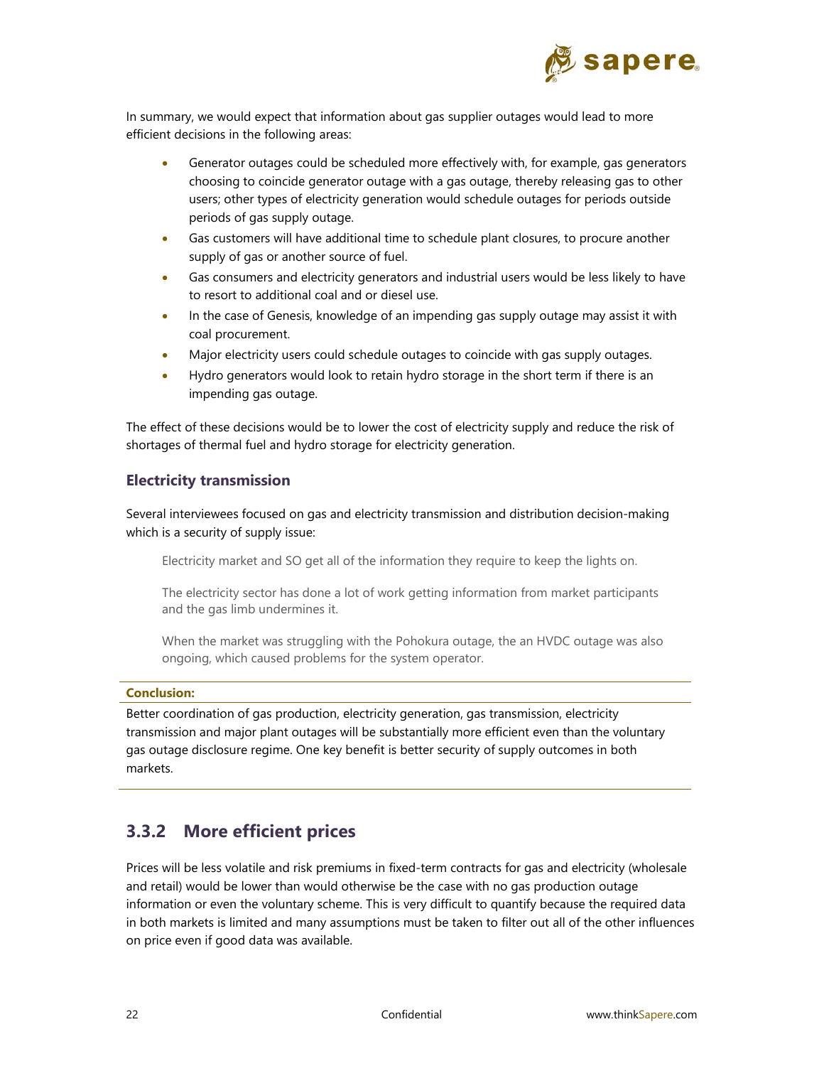In summary, we would expect that information about gas supplier outages would lead to more efficient decisions in the following areas:

- Generator outages could be scheduled more effectively with, for example, gas generators choosing to coincide generator outage with a gas outage, thereby releasing gas to other users; other types of electricity generation would schedule outages for periods outside periods of gas supply outage.
- Gas customers will have additional time to schedule plant closures, to procure another supply of gas or another source of fuel.
- Gas consumers and electricity generators and industrial users would be less likely to have to resort to additional coal and or diesel use.
- In the case of Genesis, knowledge of an impending gas supply outage may assist it with coal procurement.
- Major electricity users could schedule outages to coincide with gas supply outages.
- Hydro generators would look to retain hydro storage in the short term if there is an impending gas outage.

The effect of these decisions would be to lower the cost of electricity supply and reduce the risk of shortages of thermal fuel and hydro storage for electricity generation.

### Electricity transmission

Several interviewees focused on gas and electricity transmission and distribution decision-making which is a security of supply issue:

> Electricity market and SO get all of the information they require to keep the lights on.
>
> The electricity sector has done a lot of work getting information from market participants and the gas limb undermines it.
>
> When the market was struggling with the Pohokura outage, the an HVDC outage was also ongoing, which caused problems for the system operator.

**Conclusion:**

Better coordination of gas production, electricity generation, gas transmission, electricity transmission and major plant outages will be substantially more efficient even than the voluntary gas outage disclosure regime. One key benefit is better security of supply outcomes in both markets.

## 3.3.2 More efficient prices

Prices will be less volatile and risk premiums in fixed-term contracts for gas and electricity (wholesale and retail) would be lower than would otherwise be the case with no gas production outage information or even the voluntary scheme. This is very difficult to quantify because the required data in both markets is limited and many assumptions must be taken to filter out all of the other influences on price even if good data was available.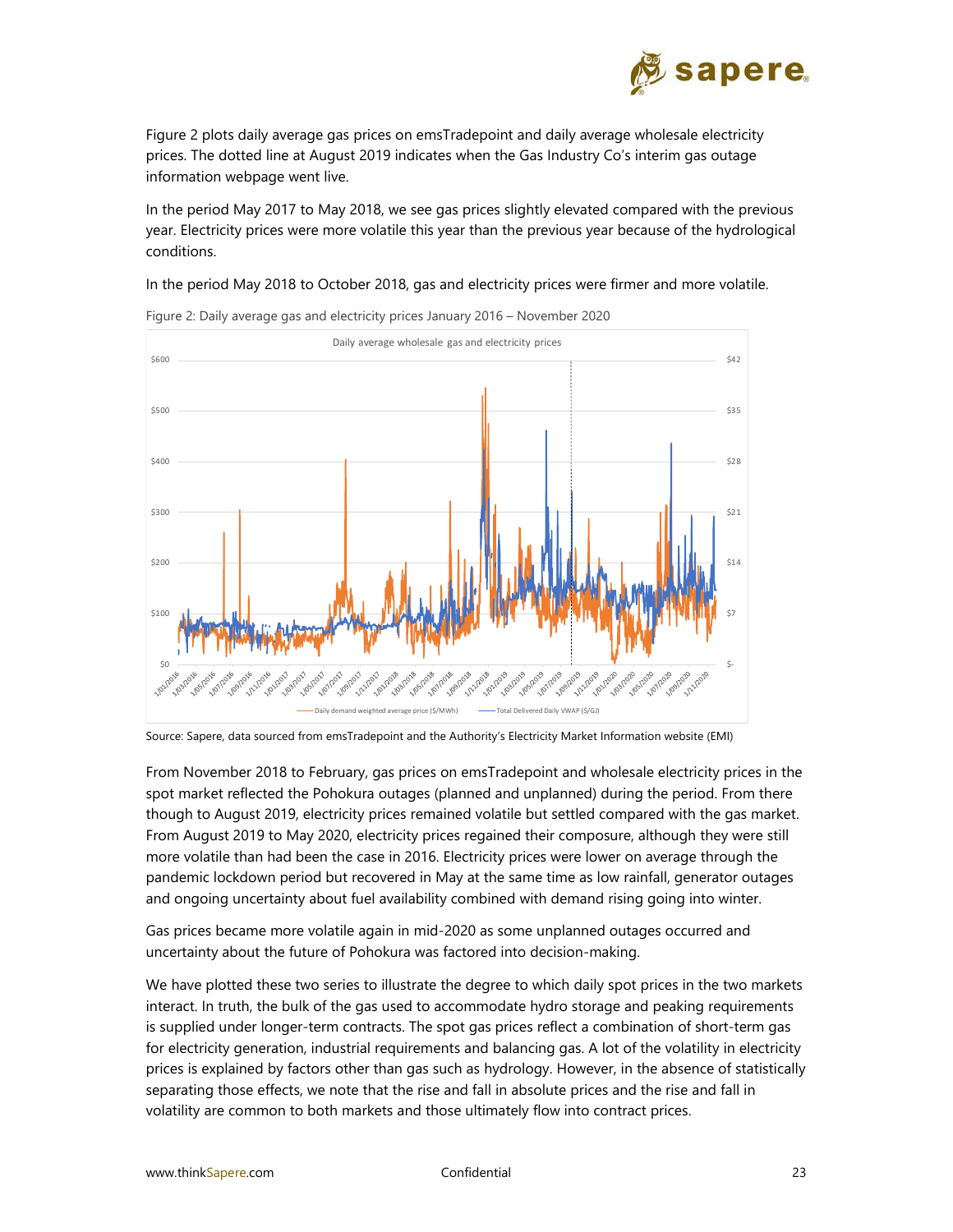Figure 2 plots daily average gas prices on emsTradepoint and daily average wholesale electricity prices. The dotted line at August 2019 indicates when the Gas Industry Co's interim gas outage information webpage went live.

In the period May 2017 to May 2018, we see gas prices slightly elevated compared with the previous year. Electricity prices were more volatile this year than the previous year because of the hydrological conditions.

In the period May 2018 to October 2018, gas and electricity prices were firmer and more volatile.

Figure 2: Daily average gas and electricity prices January 2016 – November 2020

Source: Sapere, data sourced from emsTradepoint and the Authority's Electricity Market Information website (EMI)

From November 2018 to February, gas prices on emsTradepoint and wholesale electricity prices in the spot market reflected the Pohokura outages (planned and unplanned) during the period. From there though to August 2019, electricity prices remained volatile but settled compared with the gas market. From August 2019 to May 2020, electricity prices regained their composure, although they were still more volatile than had been the case in 2016. Electricity prices were lower on average through the pandemic lockdown period but recovered in May at the same time as low rainfall, generator outages and ongoing uncertainty about fuel availability combined with demand rising going into winter.

Gas prices became more volatile again in mid-2020 as some unplanned outages occurred and uncertainty about the future of Pohokura was factored into decision-making.

We have plotted these two series to illustrate the degree to which daily spot prices in the two markets interact. In truth, the bulk of the gas used to accommodate hydro storage and peaking requirements is supplied under longer-term contracts. The spot gas prices reflect a combination of short-term gas for electricity generation, industrial requirements and balancing gas. A lot of the volatility in electricity prices is explained by factors other than gas such as hydrology. However, in the absence of statistically separating those effects, we note that the rise and fall in absolute prices and the rise and fall in volatility are common to both markets and those ultimately flow into contract prices.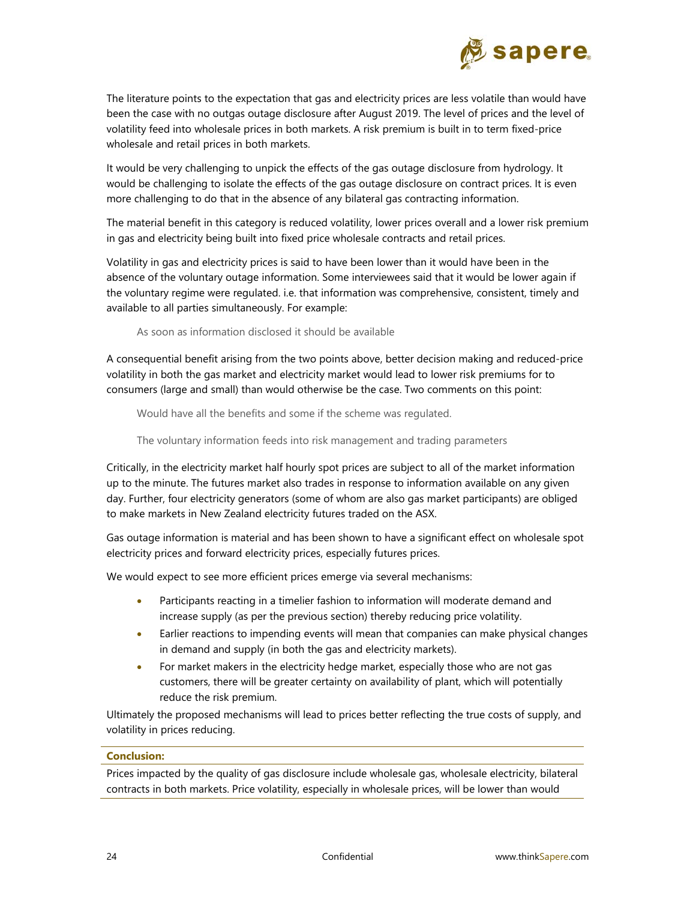The literature points to the expectation that gas and electricity prices are less volatile than would have been the case with no outgas outage disclosure after August 2019. The level of prices and the level of volatility feed into wholesale prices in both markets. A risk premium is built in to term fixed-price wholesale and retail prices in both markets.

It would be very challenging to unpick the effects of the gas outage disclosure from hydrology. It would be challenging to isolate the effects of the gas outage disclosure on contract prices. It is even more challenging to do that in the absence of any bilateral gas contracting information.

The material benefit in this category is reduced volatility, lower prices overall and a lower risk premium in gas and electricity being built into fixed price wholesale contracts and retail prices.

Volatility in gas and electricity prices is said to have been lower than it would have been in the absence of the voluntary outage information. Some interviewees said that it would be lower again if the voluntary regime were regulated. i.e. that information was comprehensive, consistent, timely and available to all parties simultaneously. For example:

> As soon as information disclosed it should be available

A consequential benefit arising from the two points above, better decision making and reduced-price volatility in both the gas market and electricity market would lead to lower risk premiums for to consumers (large and small) than would otherwise be the case. Two comments on this point:

> Would have all the benefits and some if the scheme was regulated.

> The voluntary information feeds into risk management and trading parameters

Critically, in the electricity market half hourly spot prices are subject to all of the market information up to the minute. The futures market also trades in response to information available on any given day. Further, four electricity generators (some of whom are also gas market participants) are obliged to make markets in New Zealand electricity futures traded on the ASX.

Gas outage information is material and has been shown to have a significant effect on wholesale spot electricity prices and forward electricity prices, especially futures prices.

We would expect to see more efficient prices emerge via several mechanisms:

- Participants reacting in a timelier fashion to information will moderate demand and increase supply (as per the previous section) thereby reducing price volatility.
- Earlier reactions to impending events will mean that companies can make physical changes in demand and supply (in both the gas and electricity markets).
- For market makers in the electricity hedge market, especially those who are not gas customers, there will be greater certainty on availability of plant, which will potentially reduce the risk premium.

Ultimately the proposed mechanisms will lead to prices better reflecting the true costs of supply, and volatility in prices reducing.

**Conclusion:**

Prices impacted by the quality of gas disclosure include wholesale gas, wholesale electricity, bilateral contracts in both markets. Price volatility, especially in wholesale prices, will be lower than would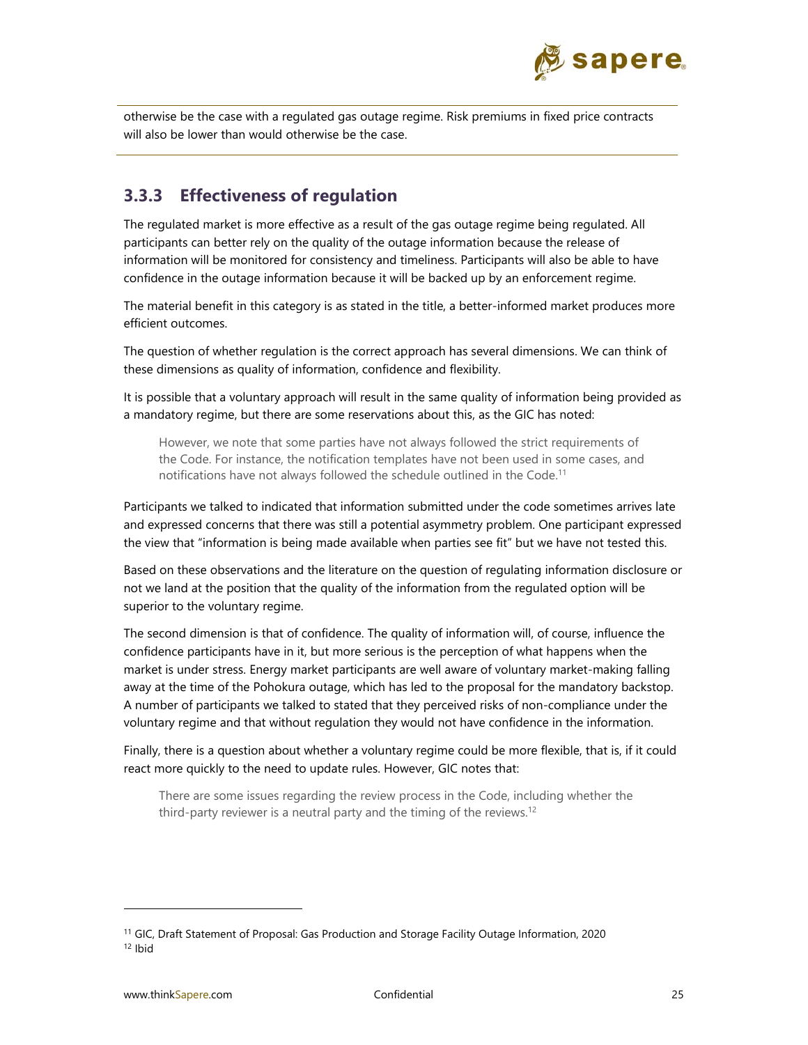otherwise be the case with a regulated gas outage regime. Risk premiums in fixed price contracts will also be lower than would otherwise be the case.

### 3.3.3 Effectiveness of regulation

The regulated market is more effective as a result of the gas outage regime being regulated. All participants can better rely on the quality of the outage information because the release of information will be monitored for consistency and timeliness. Participants will also be able to have confidence in the outage information because it will be backed up by an enforcement regime.

The material benefit in this category is as stated in the title, a better-informed market produces more efficient outcomes.

The question of whether regulation is the correct approach has several dimensions. We can think of these dimensions as quality of information, confidence and flexibility.

It is possible that a voluntary approach will result in the same quality of information being provided as a mandatory regime, but there are some reservations about this, as the GIC has noted:

> However, we note that some parties have not always followed the strict requirements of the Code. For instance, the notification templates have not been used in some cases, and notifications have not always followed the schedule outlined in the Code.[11]

Participants we talked to indicated that information submitted under the code sometimes arrives late and expressed concerns that there was still a potential asymmetry problem. One participant expressed the view that "information is being made available when parties see fit" but we have not tested this.

Based on these observations and the literature on the question of regulating information disclosure or not we land at the position that the quality of the information from the regulated option will be superior to the voluntary regime.

The second dimension is that of confidence. The quality of information will, of course, influence the confidence participants have in it, but more serious is the perception of what happens when the market is under stress. Energy market participants are well aware of voluntary market-making falling away at the time of the Pohokura outage, which has led to the proposal for the mandatory backstop. A number of participants we talked to stated that they perceived risks of non-compliance under the voluntary regime and that without regulation they would not have confidence in the information.

Finally, there is a question about whether a voluntary regime could be more flexible, that is, if it could react more quickly to the need to update rules. However, GIC notes that:

> There are some issues regarding the review process in the Code, including whether the third-party reviewer is a neutral party and the timing of the reviews.[12]

---

[11] GIC, Draft Statement of Proposal: Gas Production and Storage Facility Outage Information, 2020

[12] Ibid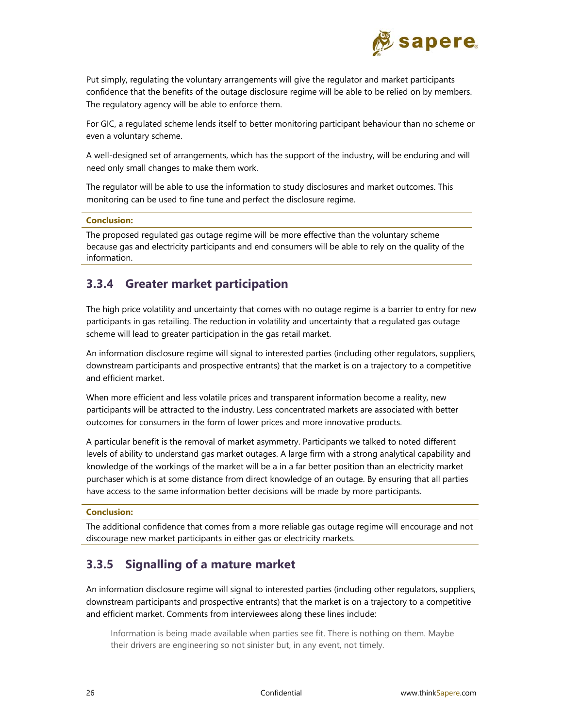Put simply, regulating the voluntary arrangements will give the regulator and market participants confidence that the benefits of the outage disclosure regime will be able to be relied on by members. The regulatory agency will be able to enforce them.

For GIC, a regulated scheme lends itself to better monitoring participant behaviour than no scheme or even a voluntary scheme.

A well-designed set of arrangements, which has the support of the industry, will be enduring and will need only small changes to make them work.

The regulator will be able to use the information to study disclosures and market outcomes. This monitoring can be used to fine tune and perfect the disclosure regime.

**Conclusion:**

The proposed regulated gas outage regime will be more effective than the voluntary scheme because gas and electricity participants and end consumers will be able to rely on the quality of the information.

### 3.3.4 Greater market participation

The high price volatility and uncertainty that comes with no outage regime is a barrier to entry for new participants in gas retailing. The reduction in volatility and uncertainty that a regulated gas outage scheme will lead to greater participation in the gas retail market.

An information disclosure regime will signal to interested parties (including other regulators, suppliers, downstream participants and prospective entrants) that the market is on a trajectory to a competitive and efficient market.

When more efficient and less volatile prices and transparent information become a reality, new participants will be attracted to the industry. Less concentrated markets are associated with better outcomes for consumers in the form of lower prices and more innovative products.

A particular benefit is the removal of market asymmetry. Participants we talked to noted different levels of ability to understand gas market outages. A large firm with a strong analytical capability and knowledge of the workings of the market will be a in a far better position than an electricity market purchaser which is at some distance from direct knowledge of an outage. By ensuring that all parties have access to the same information better decisions will be made by more participants.

**Conclusion:**

The additional confidence that comes from a more reliable gas outage regime will encourage and not discourage new market participants in either gas or electricity markets.

### 3.3.5 Signalling of a mature market

An information disclosure regime will signal to interested parties (including other regulators, suppliers, downstream participants and prospective entrants) that the market is on a trajectory to a competitive and efficient market. Comments from interviewees along these lines include:

> Information is being made available when parties see fit. There is nothing on them. Maybe their drivers are engineering so not sinister but, in any event, not timely.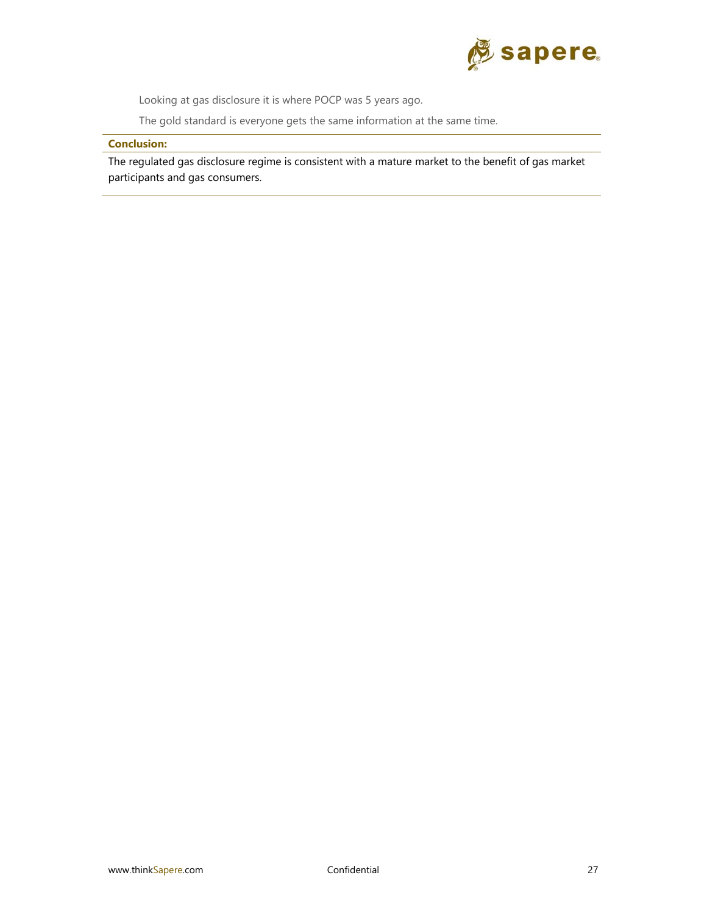Looking at gas disclosure it is where POCP was 5 years ago.

The gold standard is everyone gets the same information at the same time.

**Conclusion:**

The regulated gas disclosure regime is consistent with a mature market to the benefit of gas market participants and gas consumers.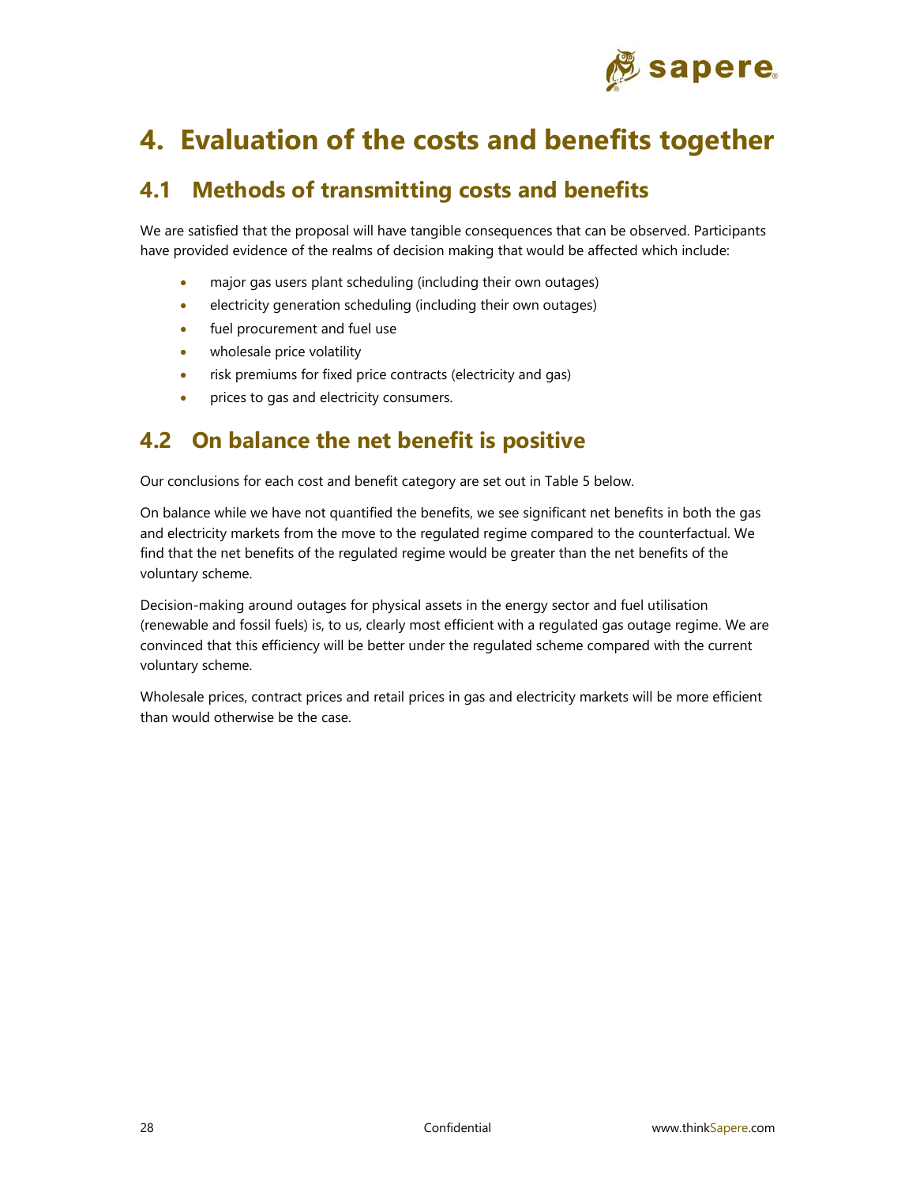# 4. Evaluation of the costs and benefits together

## 4.1 Methods of transmitting costs and benefits

We are satisfied that the proposal will have tangible consequences that can be observed. Participants have provided evidence of the realms of decision making that would be affected which include:

- major gas users plant scheduling (including their own outages)
- electricity generation scheduling (including their own outages)
- fuel procurement and fuel use
- wholesale price volatility
- risk premiums for fixed price contracts (electricity and gas)
- prices to gas and electricity consumers.

## 4.2 On balance the net benefit is positive

Our conclusions for each cost and benefit category are set out in Table 5 below.

On balance while we have not quantified the benefits, we see significant net benefits in both the gas and electricity markets from the move to the regulated regime compared to the counterfactual. We find that the net benefits of the regulated regime would be greater than the net benefits of the voluntary scheme.

Decision-making around outages for physical assets in the energy sector and fuel utilisation (renewable and fossil fuels) is, to us, clearly most efficient with a regulated gas outage regime. We are convinced that this efficiency will be better under the regulated scheme compared with the current voluntary scheme.

Wholesale prices, contract prices and retail prices in gas and electricity markets will be more efficient than would otherwise be the case.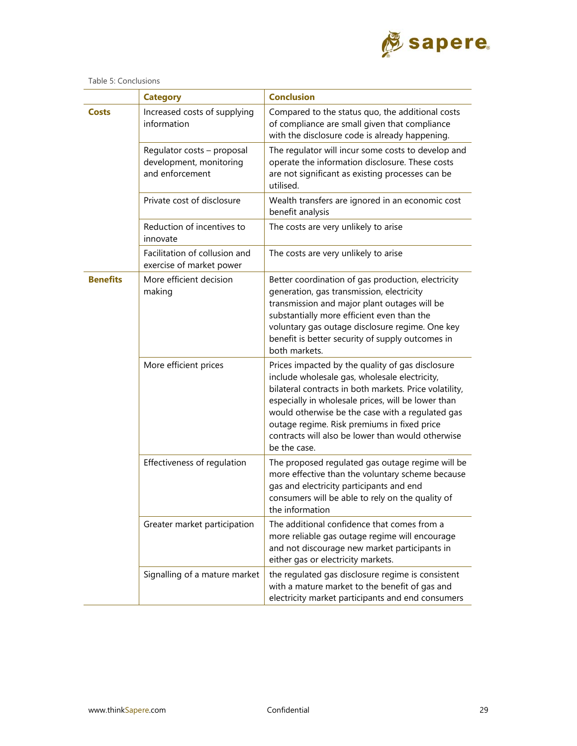Table 5: Conclusions

| | Category | Conclusion |
|---|---|---|
| **Costs** | Increased costs of supplying information | Compared to the status quo, the additional costs of compliance are small given that compliance with the disclosure code is already happening. |
| | Regulator costs – proposal development, monitoring and enforcement | The regulator will incur some costs to develop and operate the information disclosure. These costs are not significant as existing processes can be utilised. |
| | Private cost of disclosure | Wealth transfers are ignored in an economic cost benefit analysis |
| | Reduction of incentives to innovate | The costs are very unlikely to arise |
| | Facilitation of collusion and exercise of market power | The costs are very unlikely to arise |
| **Benefits** | More efficient decision making | Better coordination of gas production, electricity generation, gas transmission, electricity transmission and major plant outages will be substantially more efficient even than the voluntary gas outage disclosure regime. One key benefit is better security of supply outcomes in both markets. |
| | More efficient prices | Prices impacted by the quality of gas disclosure include wholesale gas, wholesale electricity, bilateral contracts in both markets. Price volatility, especially in wholesale prices, will be lower than would otherwise be the case with a regulated gas outage regime. Risk premiums in fixed price contracts will also be lower than would otherwise be the case. |
| | Effectiveness of regulation | The proposed regulated gas outage regime will be more effective than the voluntary scheme because gas and electricity participants and end consumers will be able to rely on the quality of the information |
| | Greater market participation | The additional confidence that comes from a more reliable gas outage regime will encourage and not discourage new market participants in either gas or electricity markets. |
| | Signalling of a mature market | the regulated gas disclosure regime is consistent with a mature market to the benefit of gas and electricity market participants and end consumers |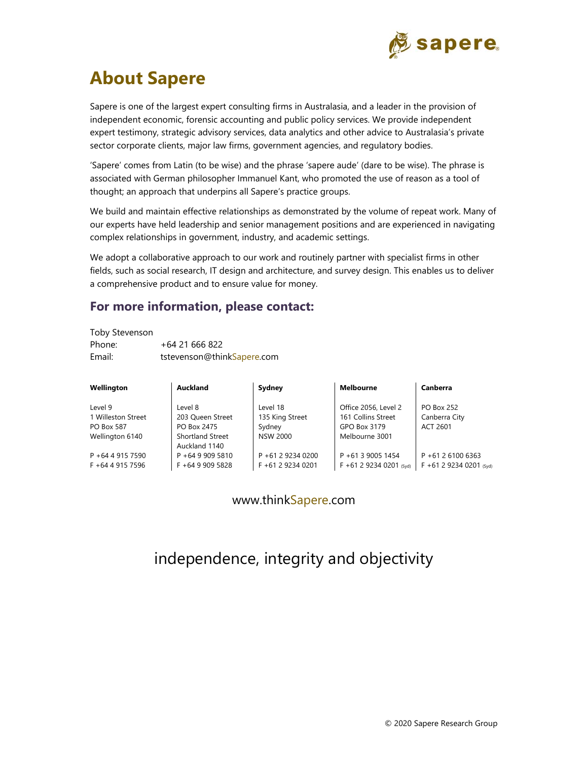# About Sapere

Sapere is one of the largest expert consulting firms in Australasia, and a leader in the provision of independent economic, forensic accounting and public policy services. We provide independent expert testimony, strategic advisory services, data analytics and other advice to Australasia's private sector corporate clients, major law firms, government agencies, and regulatory bodies.

'Sapere' comes from Latin (to be wise) and the phrase 'sapere aude' (dare to be wise). The phrase is associated with German philosopher Immanuel Kant, who promoted the use of reason as a tool of thought; an approach that underpins all Sapere's practice groups.

We build and maintain effective relationships as demonstrated by the volume of repeat work. Many of our experts have held leadership and senior management positions and are experienced in navigating complex relationships in government, industry, and academic settings.

We adopt a collaborative approach to our work and routinely partner with specialist firms in other fields, such as social research, IT design and architecture, and survey design. This enables us to deliver a comprehensive product and to ensure value for money.

## For more information, please contact:

Toby Stevenson
Phone: +64 21 666 822
Email: tstevenson@thinkSapere.com

| Wellington | Auckland | Sydney | Melbourne | Canberra |
|---|---|---|---|---|
| Level 9<br>1 Willeston Street<br>PO Box 587<br>Wellington 6140 | Level 8<br>203 Queen Street<br>PO Box 2475<br>Shortland Street<br>Auckland 1140 | Level 18<br>135 King Street<br>Sydney<br>NSW 2000 | Office 2056, Level 2<br>161 Collins Street<br>GPO Box 3179<br>Melbourne 3001 | PO Box 252<br>Canberra City<br>ACT 2601 |
| P +64 4 915 7590<br>F +64 4 915 7596 | P +64 9 909 5810<br>F +64 9 909 5828 | P +61 2 9234 0200<br>F +61 2 9234 0201 | P +61 3 9005 1454<br>F +61 2 9234 0201 (Syd) | P +61 2 6100 6363<br>F +61 2 9234 0201 (Syd) |

www.thinkSapere.com

independence, integrity and objectivity

© 2020 Sapere Research Group